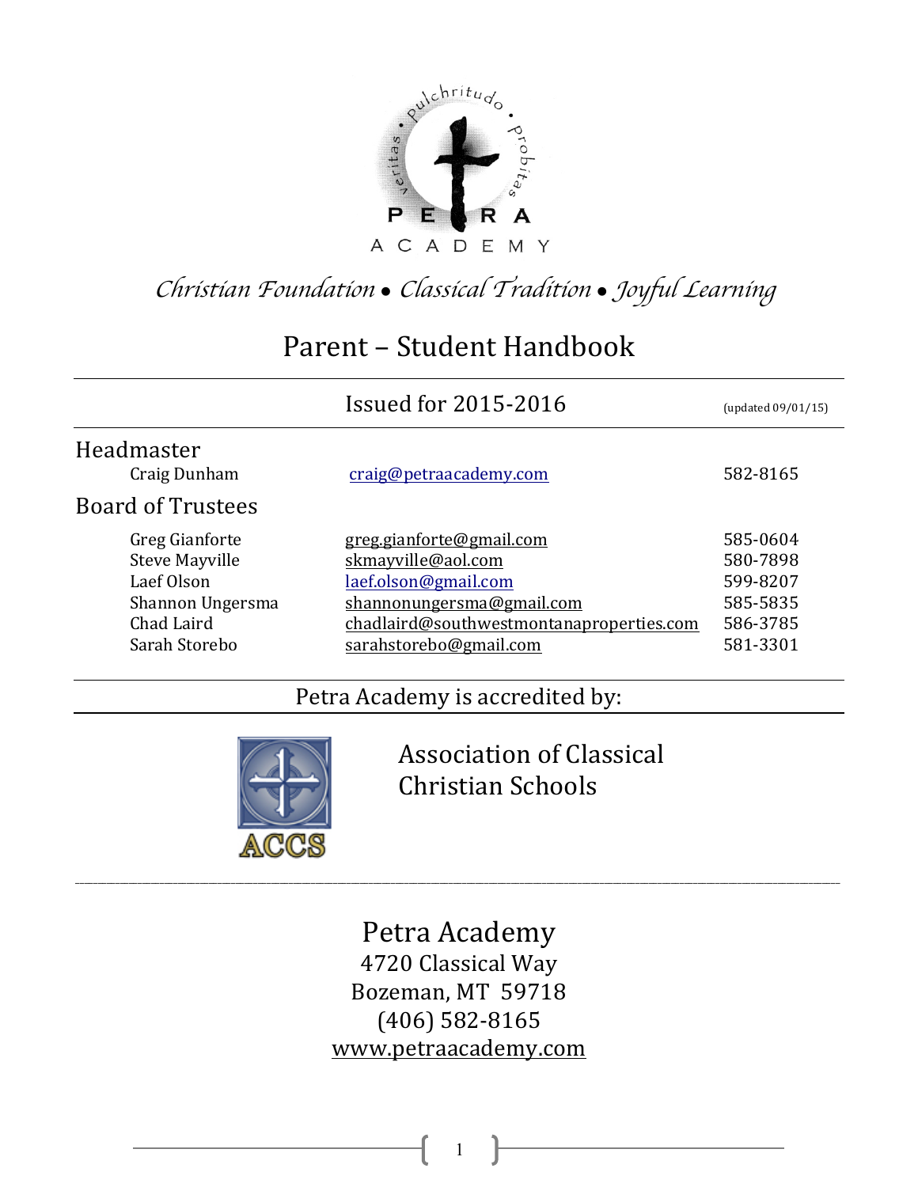PETRA ACADEMY

*Christian Foundation • Classical Tradition • Joyful Learning*

# Parent – Student Handbook

## Issued for 2015-2016 (updated 09/01/15)

### Headmaster

| | | |
|---|---|---|
| Craig Dunham | craig@petraacademy.com | 582-8165 |

### Board of Trustees

| | | |
|---|---|---|
| Greg Gianforte | greg.gianforte@gmail.com | 585-0604 |
| Steve Mayville | skmayville@aol.com | 580-7898 |
| Laef Olson | laef.olson@gmail.com | 599-8207 |
| Shannon Ungersma | shannonungersma@gmail.com | 585-5835 |
| Chad Laird | chadlaird@southwestmontanaproperties.com | 586-3785 |
| Sarah Storebo | sarahstorebo@gmail.com | 581-3301 |

## Petra Academy is accredited by:

ACCS — Association of Classical Christian Schools

---

Petra Academy
4720 Classical Way
Bozeman, MT 59718
(406) 582-8165
www.petraacademy.com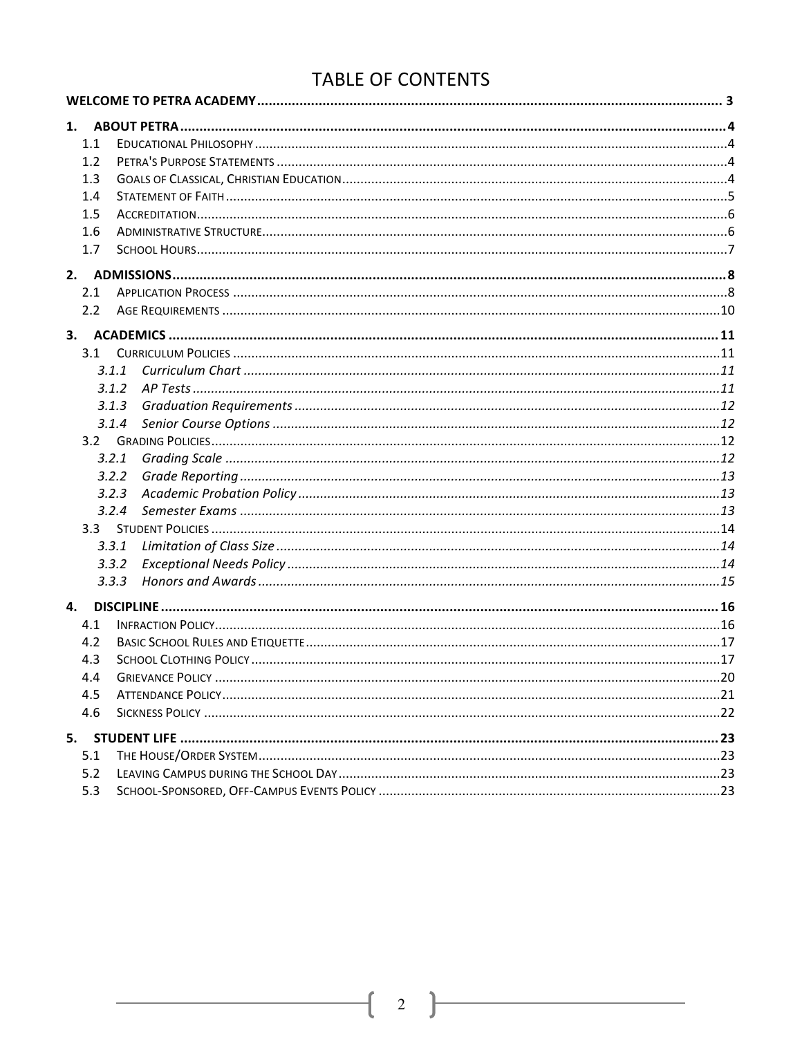# TABLE OF CONTENTS

**WELCOME TO PETRA ACADEMY** ..... 3

**1. ABOUT PETRA** ..... 4
- 1.1 Educational Philosophy ..... 4
- 1.2 Petra's Purpose Statements ..... 4
- 1.3 Goals of Classical, Christian Education ..... 4
- 1.4 Statement of Faith ..... 5
- 1.5 Accreditation ..... 6
- 1.6 Administrative Structure ..... 6
- 1.7 School Hours ..... 7

**2. ADMISSIONS** ..... 8
- 2.1 Application Process ..... 8
- 2.2 Age Requirements ..... 10

**3. ACADEMICS** ..... 11
- 3.1 Curriculum Policies ..... 11
  - *3.1.1 Curriculum Chart* ..... 11
  - *3.1.2 AP Tests* ..... 11
  - *3.1.3 Graduation Requirements* ..... 12
  - *3.1.4 Senior Course Options* ..... 12
- 3.2 Grading Policies ..... 12
  - *3.2.1 Grading Scale* ..... 12
  - *3.2.2 Grade Reporting* ..... 13
  - *3.2.3 Academic Probation Policy* ..... 13
  - *3.2.4 Semester Exams* ..... 13
- 3.3 Student Policies ..... 14
  - *3.3.1 Limitation of Class Size* ..... 14
  - *3.3.2 Exceptional Needs Policy* ..... 14
  - *3.3.3 Honors and Awards* ..... 15

**4. DISCIPLINE** ..... 16
- 4.1 Infraction Policy ..... 16
- 4.2 Basic School Rules and Etiquette ..... 17
- 4.3 School Clothing Policy ..... 17
- 4.4 Grievance Policy ..... 20
- 4.5 Attendance Policy ..... 21
- 4.6 Sickness Policy ..... 22

**5. STUDENT LIFE** ..... 23
- 5.1 The House/Order System ..... 23
- 5.2 Leaving Campus during the School Day ..... 23
- 5.3 School-Sponsored, Off-Campus Events Policy ..... 23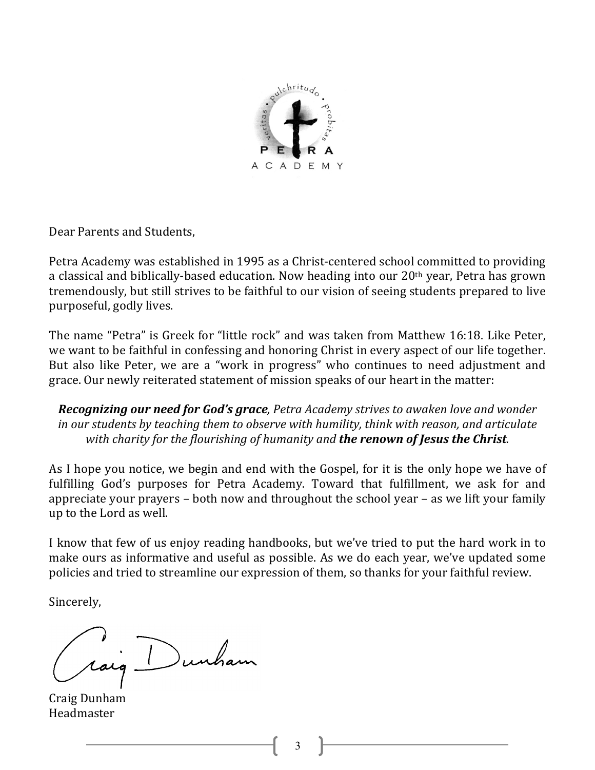Dear Parents and Students,

Petra Academy was established in 1995 as a Christ-centered school committed to providing a classical and biblically-based education. Now heading into our 20th year, Petra has grown tremendously, but still strives to be faithful to our vision of seeing students prepared to live purposeful, godly lives.

The name "Petra" is Greek for "little rock" and was taken from Matthew 16:18. Like Peter, we want to be faithful in confessing and honoring Christ in every aspect of our life together. But also like Peter, we are a "work in progress" who continues to need adjustment and grace. Our newly reiterated statement of mission speaks of our heart in the matter:

*__Recognizing our need for God's grace__, Petra Academy strives to awaken love and wonder in our students by teaching them to observe with humility, think with reason, and articulate with charity for the flourishing of humanity and __the renown of Jesus the Christ__.*

As I hope you notice, we begin and end with the Gospel, for it is the only hope we have of fulfilling God's purposes for Petra Academy. Toward that fulfillment, we ask for and appreciate your prayers – both now and throughout the school year – as we lift your family up to the Lord as well.

I know that few of us enjoy reading handbooks, but we've tried to put the hard work in to make ours as informative and useful as possible. As we do each year, we've updated some policies and tried to streamline our expression of them, so thanks for your faithful review.

Sincerely,

Craig Dunham
Headmaster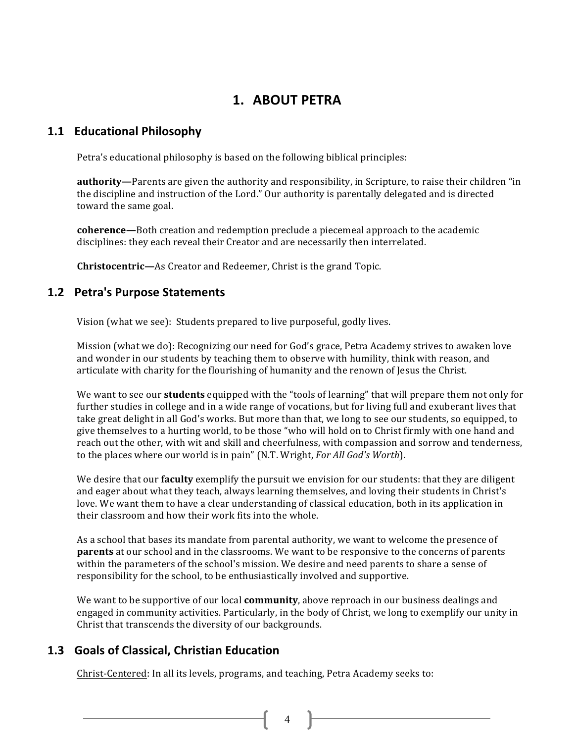# 1. ABOUT PETRA

## 1.1 Educational Philosophy

Petra's educational philosophy is based on the following biblical principles:

**authority—**Parents are given the authority and responsibility, in Scripture, to raise their children "in the discipline and instruction of the Lord." Our authority is parentally delegated and is directed toward the same goal.

**coherence—**Both creation and redemption preclude a piecemeal approach to the academic disciplines: they each reveal their Creator and are necessarily then interrelated.

**Christocentric—**As Creator and Redeemer, Christ is the grand Topic.

## 1.2 Petra's Purpose Statements

Vision (what we see): Students prepared to live purposeful, godly lives.

Mission (what we do): Recognizing our need for God's grace, Petra Academy strives to awaken love and wonder in our students by teaching them to observe with humility, think with reason, and articulate with charity for the flourishing of humanity and the renown of Jesus the Christ.

We want to see our **students** equipped with the "tools of learning" that will prepare them not only for further studies in college and in a wide range of vocations, but for living full and exuberant lives that take great delight in all God's works. But more than that, we long to see our students, so equipped, to give themselves to a hurting world, to be those "who will hold on to Christ firmly with one hand and reach out the other, with wit and skill and cheerfulness, with compassion and sorrow and tenderness, to the places where our world is in pain" (N.T. Wright, *For All God's Worth*).

We desire that our **faculty** exemplify the pursuit we envision for our students: that they are diligent and eager about what they teach, always learning themselves, and loving their students in Christ's love. We want them to have a clear understanding of classical education, both in its application in their classroom and how their work fits into the whole.

As a school that bases its mandate from parental authority, we want to welcome the presence of **parents** at our school and in the classrooms. We want to be responsive to the concerns of parents within the parameters of the school's mission. We desire and need parents to share a sense of responsibility for the school, to be enthusiastically involved and supportive.

We want to be supportive of our local **community**, above reproach in our business dealings and engaged in community activities. Particularly, in the body of Christ, we long to exemplify our unity in Christ that transcends the diversity of our backgrounds.

## 1.3 Goals of Classical, Christian Education

<u>Christ-Centered</u>: In all its levels, programs, and teaching, Petra Academy seeks to: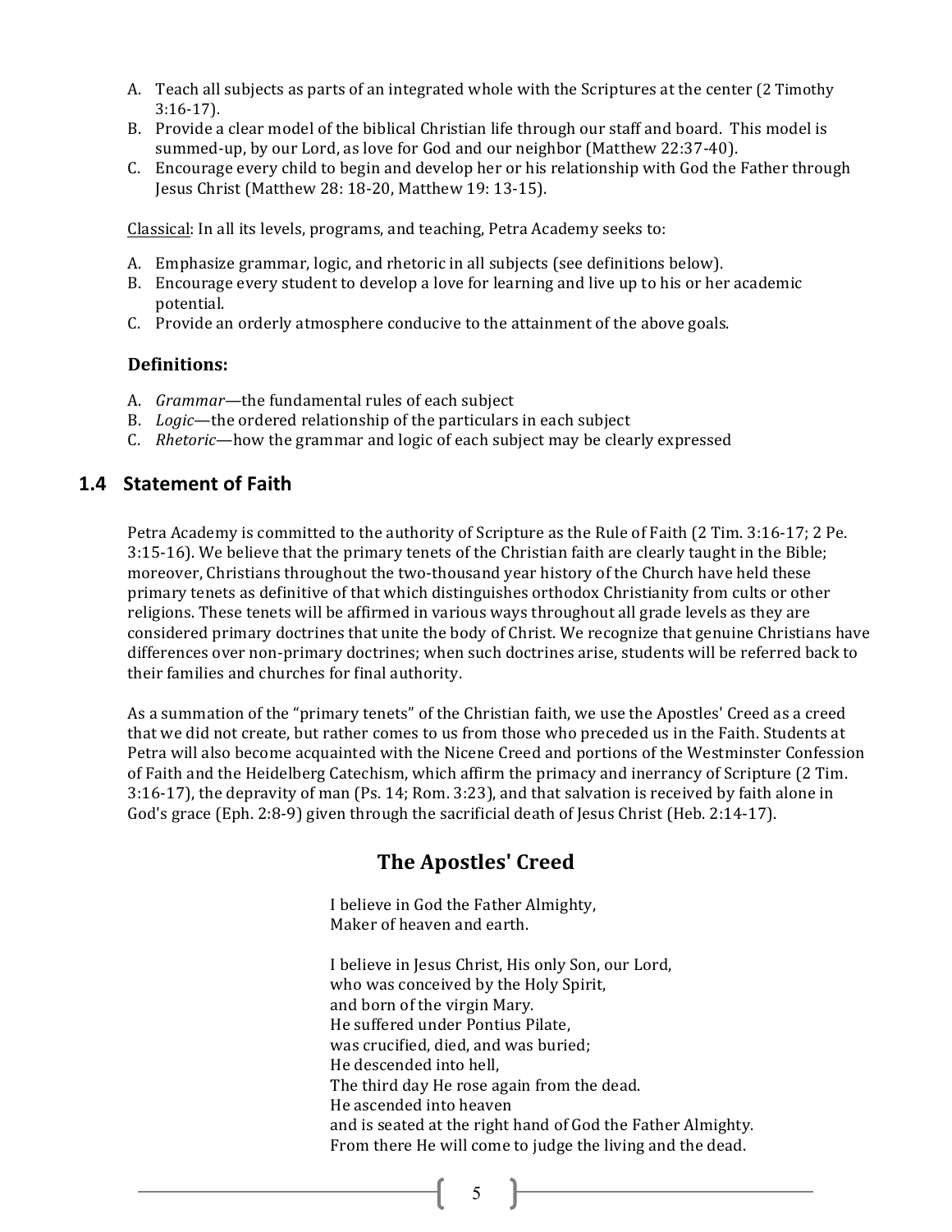A. Teach all subjects as parts of an integrated whole with the Scriptures at the center (2 Timothy 3:16-17).
B. Provide a clear model of the biblical Christian life through our staff and board. This model is summed-up, by our Lord, as love for God and our neighbor (Matthew 22:37-40).
C. Encourage every child to begin and develop her or his relationship with God the Father through Jesus Christ (Matthew 28: 18-20, Matthew 19: 13-15).

<u>Classical</u>: In all its levels, programs, and teaching, Petra Academy seeks to:

A. Emphasize grammar, logic, and rhetoric in all subjects (see definitions below).
B. Encourage every student to develop a love for learning and live up to his or her academic potential.
C. Provide an orderly atmosphere conducive to the attainment of the above goals.

**Definitions:**

A. *Grammar*—the fundamental rules of each subject
B. *Logic*—the ordered relationship of the particulars in each subject
C. *Rhetoric*—how the grammar and logic of each subject may be clearly expressed

## 1.4 Statement of Faith

Petra Academy is committed to the authority of Scripture as the Rule of Faith (2 Tim. 3:16-17; 2 Pe. 3:15-16). We believe that the primary tenets of the Christian faith are clearly taught in the Bible; moreover, Christians throughout the two-thousand year history of the Church have held these primary tenets as definitive of that which distinguishes orthodox Christianity from cults or other religions. These tenets will be affirmed in various ways throughout all grade levels as they are considered primary doctrines that unite the body of Christ. We recognize that genuine Christians have differences over non-primary doctrines; when such doctrines arise, students will be referred back to their families and churches for final authority.

As a summation of the "primary tenets" of the Christian faith, we use the Apostles' Creed as a creed that we did not create, but rather comes to us from those who preceded us in the Faith. Students at Petra will also become acquainted with the Nicene Creed and portions of the Westminster Confession of Faith and the Heidelberg Catechism, which affirm the primacy and inerrancy of Scripture (2 Tim. 3:16-17), the depravity of man (Ps. 14; Rom. 3:23), and that salvation is received by faith alone in God's grace (Eph. 2:8-9) given through the sacrificial death of Jesus Christ (Heb. 2:14-17).

### The Apostles' Creed

I believe in God the Father Almighty,
Maker of heaven and earth.

I believe in Jesus Christ, His only Son, our Lord,
who was conceived by the Holy Spirit,
and born of the virgin Mary.
He suffered under Pontius Pilate,
was crucified, died, and was buried;
He descended into hell,
The third day He rose again from the dead.
He ascended into heaven
and is seated at the right hand of God the Father Almighty.
From there He will come to judge the living and the dead.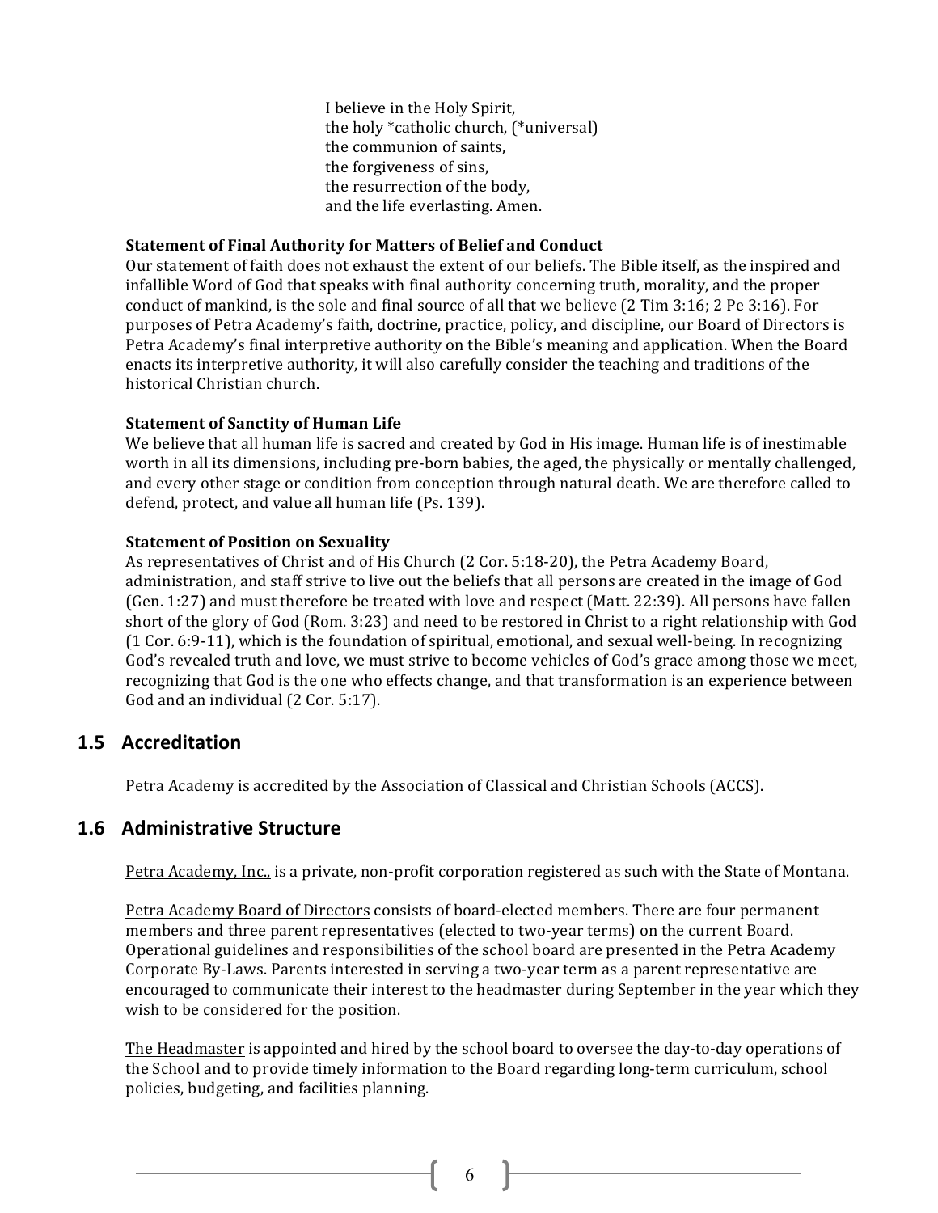I believe in the Holy Spirit,
the holy *catholic church, (*universal)
the communion of saints,
the forgiveness of sins,
the resurrection of the body,
and the life everlasting. Amen.

**Statement of Final Authority for Matters of Belief and Conduct**

Our statement of faith does not exhaust the extent of our beliefs. The Bible itself, as the inspired and infallible Word of God that speaks with final authority concerning truth, morality, and the proper conduct of mankind, is the sole and final source of all that we believe (2 Tim 3:16; 2 Pe 3:16). For purposes of Petra Academy's faith, doctrine, practice, policy, and discipline, our Board of Directors is Petra Academy's final interpretive authority on the Bible's meaning and application. When the Board enacts its interpretive authority, it will also carefully consider the teaching and traditions of the historical Christian church.

**Statement of Sanctity of Human Life**

We believe that all human life is sacred and created by God in His image. Human life is of inestimable worth in all its dimensions, including pre-born babies, the aged, the physically or mentally challenged, and every other stage or condition from conception through natural death. We are therefore called to defend, protect, and value all human life (Ps. 139).

**Statement of Position on Sexuality**

As representatives of Christ and of His Church (2 Cor. 5:18-20), the Petra Academy Board, administration, and staff strive to live out the beliefs that all persons are created in the image of God (Gen. 1:27) and must therefore be treated with love and respect (Matt. 22:39). All persons have fallen short of the glory of God (Rom. 3:23) and need to be restored in Christ to a right relationship with God (1 Cor. 6:9-11), which is the foundation of spiritual, emotional, and sexual well-being. In recognizing God's revealed truth and love, we must strive to become vehicles of God's grace among those we meet, recognizing that God is the one who effects change, and that transformation is an experience between God and an individual (2 Cor. 5:17).

## 1.5 Accreditation

Petra Academy is accredited by the Association of Classical and Christian Schools (ACCS).

## 1.6 Administrative Structure

Petra Academy, Inc., is a private, non-profit corporation registered as such with the State of Montana.

Petra Academy Board of Directors consists of board-elected members. There are four permanent members and three parent representatives (elected to two-year terms) on the current Board. Operational guidelines and responsibilities of the school board are presented in the Petra Academy Corporate By-Laws. Parents interested in serving a two-year term as a parent representative are encouraged to communicate their interest to the headmaster during September in the year which they wish to be considered for the position.

The Headmaster is appointed and hired by the school board to oversee the day-to-day operations of the School and to provide timely information to the Board regarding long-term curriculum, school policies, budgeting, and facilities planning.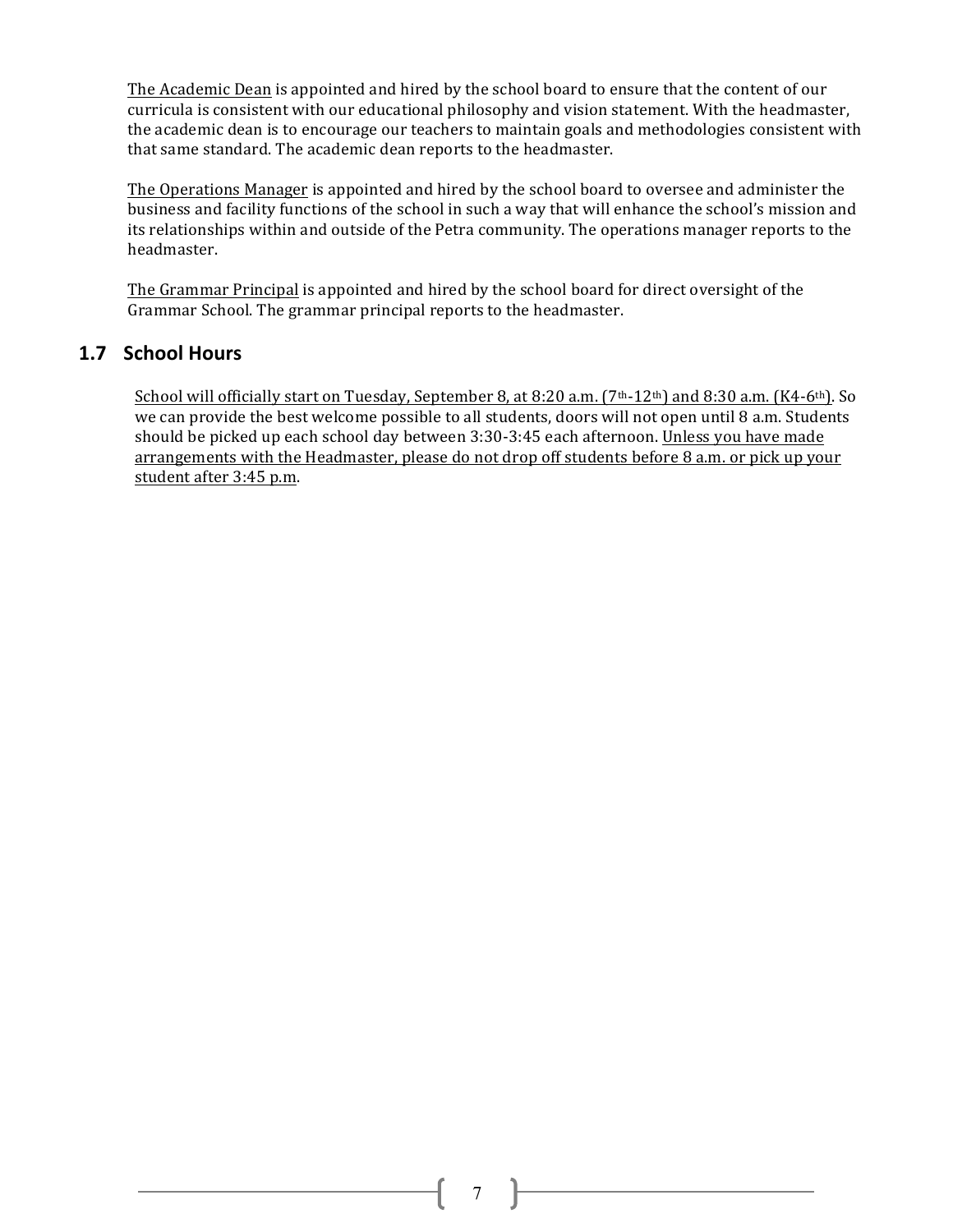The Academic Dean is appointed and hired by the school board to ensure that the content of our curricula is consistent with our educational philosophy and vision statement. With the headmaster, the academic dean is to encourage our teachers to maintain goals and methodologies consistent with that same standard. The academic dean reports to the headmaster.

The Operations Manager is appointed and hired by the school board to oversee and administer the business and facility functions of the school in such a way that will enhance the school's mission and its relationships within and outside of the Petra community. The operations manager reports to the headmaster.

The Grammar Principal is appointed and hired by the school board for direct oversight of the Grammar School. The grammar principal reports to the headmaster.

## 1.7 School Hours

School will officially start on Tuesday, September 8, at 8:20 a.m. (7th-12th) and 8:30 a.m. (K4-6th). So we can provide the best welcome possible to all students, doors will not open until 8 a.m. Students should be picked up each school day between 3:30-3:45 each afternoon. Unless you have made arrangements with the Headmaster, please do not drop off students before 8 a.m. or pick up your student after 3:45 p.m.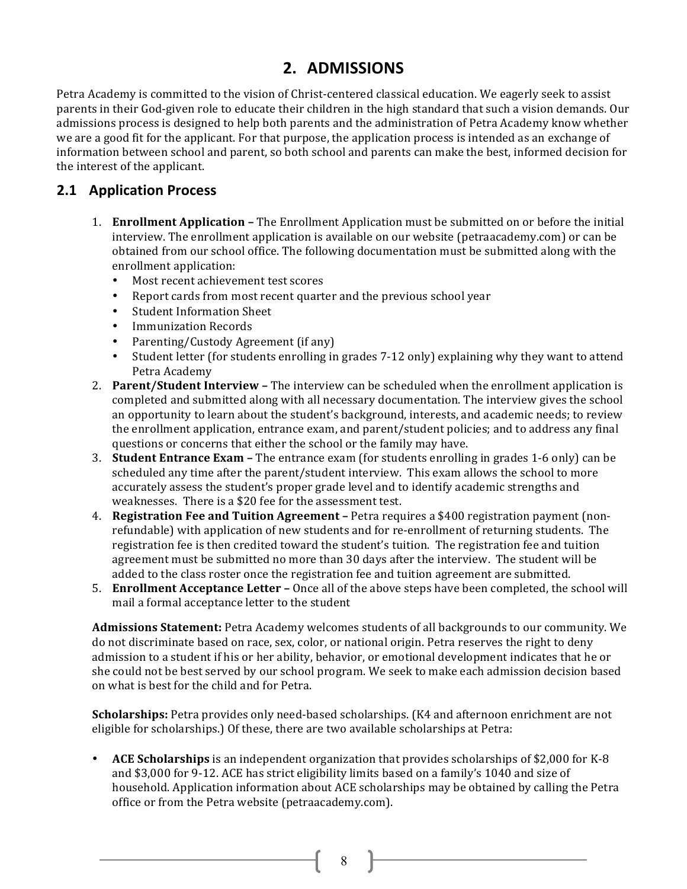# 2. ADMISSIONS

Petra Academy is committed to the vision of Christ-centered classical education. We eagerly seek to assist parents in their God-given role to educate their children in the high standard that such a vision demands. Our admissions process is designed to help both parents and the administration of Petra Academy know whether we are a good fit for the applicant. For that purpose, the application process is intended as an exchange of information between school and parent, so both school and parents can make the best, informed decision for the interest of the applicant.

## 2.1 Application Process

1. **Enrollment Application –** The Enrollment Application must be submitted on or before the initial interview. The enrollment application is available on our website (petraacademy.com) or can be obtained from our school office. The following documentation must be submitted along with the enrollment application:
   - Most recent achievement test scores
   - Report cards from most recent quarter and the previous school year
   - Student Information Sheet
   - Immunization Records
   - Parenting/Custody Agreement (if any)
   - Student letter (for students enrolling in grades 7-12 only) explaining why they want to attend Petra Academy
2. **Parent/Student Interview –** The interview can be scheduled when the enrollment application is completed and submitted along with all necessary documentation. The interview gives the school an opportunity to learn about the student's background, interests, and academic needs; to review the enrollment application, entrance exam, and parent/student policies; and to address any final questions or concerns that either the school or the family may have.
3. **Student Entrance Exam –** The entrance exam (for students enrolling in grades 1-6 only) can be scheduled any time after the parent/student interview. This exam allows the school to more accurately assess the student's proper grade level and to identify academic strengths and weaknesses. There is a $20 fee for the assessment test.
4. **Registration Fee and Tuition Agreement –** Petra requires a $400 registration payment (non-refundable) with application of new students and for re-enrollment of returning students. The registration fee is then credited toward the student's tuition. The registration fee and tuition agreement must be submitted no more than 30 days after the interview. The student will be added to the class roster once the registration fee and tuition agreement are submitted.
5. **Enrollment Acceptance Letter –** Once all of the above steps have been completed, the school will mail a formal acceptance letter to the student

**Admissions Statement:** Petra Academy welcomes students of all backgrounds to our community. We do not discriminate based on race, sex, color, or national origin. Petra reserves the right to deny admission to a student if his or her ability, behavior, or emotional development indicates that he or she could not be best served by our school program. We seek to make each admission decision based on what is best for the child and for Petra.

**Scholarships:** Petra provides only need-based scholarships. (K4 and afternoon enrichment are not eligible for scholarships.) Of these, there are two available scholarships at Petra:

- **ACE Scholarships** is an independent organization that provides scholarships of $2,000 for K-8 and $3,000 for 9-12. ACE has strict eligibility limits based on a family's 1040 and size of household. Application information about ACE scholarships may be obtained by calling the Petra office or from the Petra website (petraacademy.com).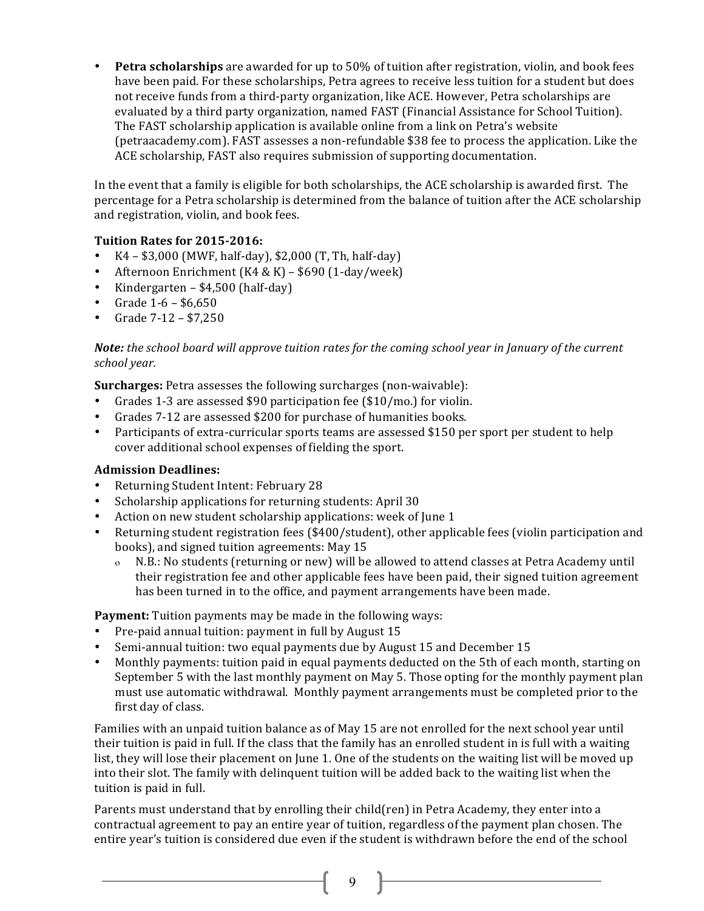- **Petra scholarships** are awarded for up to 50% of tuition after registration, violin, and book fees have been paid. For these scholarships, Petra agrees to receive less tuition for a student but does not receive funds from a third-party organization, like ACE. However, Petra scholarships are evaluated by a third party organization, named FAST (Financial Assistance for School Tuition). The FAST scholarship application is available online from a link on Petra's website (petraacademy.com). FAST assesses a non-refundable $38 fee to process the application. Like the ACE scholarship, FAST also requires submission of supporting documentation.

In the event that a family is eligible for both scholarships, the ACE scholarship is awarded first. The percentage for a Petra scholarship is determined from the balance of tuition after the ACE scholarship and registration, violin, and book fees.

**Tuition Rates for 2015-2016:**

- K4 – $3,000 (MWF, half-day), $2,000 (T, Th, half-day)
- Afternoon Enrichment (K4 & K) – $690 (1-day/week)
- Kindergarten – $4,500 (half-day)
- Grade 1-6 – $6,650
- Grade 7-12 – $7,250

***Note:*** *the school board will approve tuition rates for the coming school year in January of the current school year.*

**Surcharges:** Petra assesses the following surcharges (non-waivable):

- Grades 1-3 are assessed $90 participation fee ($10/mo.) for violin.
- Grades 7-12 are assessed $200 for purchase of humanities books.
- Participants of extra-curricular sports teams are assessed $150 per sport per student to help cover additional school expenses of fielding the sport.

**Admission Deadlines:**

- Returning Student Intent: February 28
- Scholarship applications for returning students: April 30
- Action on new student scholarship applications: week of June 1
- Returning student registration fees ($400/student), other applicable fees (violin participation and books), and signed tuition agreements: May 15
  - N.B.: No students (returning or new) will be allowed to attend classes at Petra Academy until their registration fee and other applicable fees have been paid, their signed tuition agreement has been turned in to the office, and payment arrangements have been made.

**Payment:** Tuition payments may be made in the following ways:

- Pre-paid annual tuition: payment in full by August 15
- Semi-annual tuition: two equal payments due by August 15 and December 15
- Monthly payments: tuition paid in equal payments deducted on the 5th of each month, starting on September 5 with the last monthly payment on May 5. Those opting for the monthly payment plan must use automatic withdrawal. Monthly payment arrangements must be completed prior to the first day of class.

Families with an unpaid tuition balance as of May 15 are not enrolled for the next school year until their tuition is paid in full. If the class that the family has an enrolled student in is full with a waiting list, they will lose their placement on June 1. One of the students on the waiting list will be moved up into their slot. The family with delinquent tuition will be added back to the waiting list when the tuition is paid in full.

Parents must understand that by enrolling their child(ren) in Petra Academy, they enter into a contractual agreement to pay an entire year of tuition, regardless of the payment plan chosen. The entire year's tuition is considered due even if the student is withdrawn before the end of the school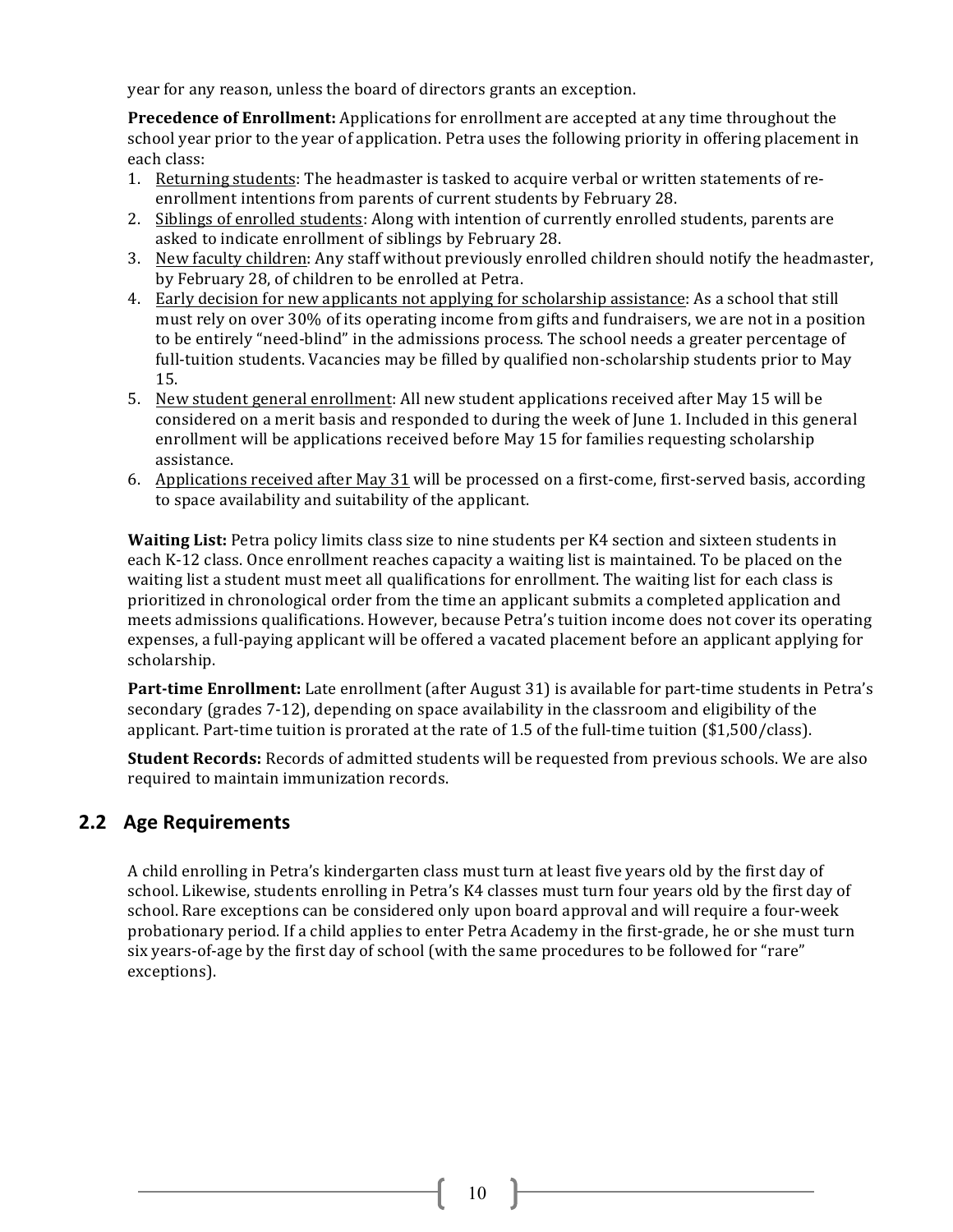year for any reason, unless the board of directors grants an exception.

**Precedence of Enrollment:** Applications for enrollment are accepted at any time throughout the school year prior to the year of application. Petra uses the following priority in offering placement in each class:

1. Returning students: The headmaster is tasked to acquire verbal or written statements of re-enrollment intentions from parents of current students by February 28.
2. Siblings of enrolled students: Along with intention of currently enrolled students, parents are asked to indicate enrollment of siblings by February 28.
3. New faculty children: Any staff without previously enrolled children should notify the headmaster, by February 28, of children to be enrolled at Petra.
4. Early decision for new applicants not applying for scholarship assistance: As a school that still must rely on over 30% of its operating income from gifts and fundraisers, we are not in a position to be entirely "need-blind" in the admissions process. The school needs a greater percentage of full-tuition students. Vacancies may be filled by qualified non-scholarship students prior to May 15.
5. New student general enrollment: All new student applications received after May 15 will be considered on a merit basis and responded to during the week of June 1. Included in this general enrollment will be applications received before May 15 for families requesting scholarship assistance.
6. Applications received after May 31 will be processed on a first-come, first-served basis, according to space availability and suitability of the applicant.

**Waiting List:** Petra policy limits class size to nine students per K4 section and sixteen students in each K-12 class. Once enrollment reaches capacity a waiting list is maintained. To be placed on the waiting list a student must meet all qualifications for enrollment. The waiting list for each class is prioritized in chronological order from the time an applicant submits a completed application and meets admissions qualifications. However, because Petra's tuition income does not cover its operating expenses, a full-paying applicant will be offered a vacated placement before an applicant applying for scholarship.

**Part-time Enrollment:** Late enrollment (after August 31) is available for part-time students in Petra's secondary (grades 7-12), depending on space availability in the classroom and eligibility of the applicant. Part-time tuition is prorated at the rate of 1.5 of the full-time tuition ($1,500/class).

**Student Records:** Records of admitted students will be requested from previous schools. We are also required to maintain immunization records.

## 2.2 Age Requirements

A child enrolling in Petra's kindergarten class must turn at least five years old by the first day of school. Likewise, students enrolling in Petra's K4 classes must turn four years old by the first day of school. Rare exceptions can be considered only upon board approval and will require a four-week probationary period. If a child applies to enter Petra Academy in the first-grade, he or she must turn six years-of-age by the first day of school (with the same procedures to be followed for "rare" exceptions).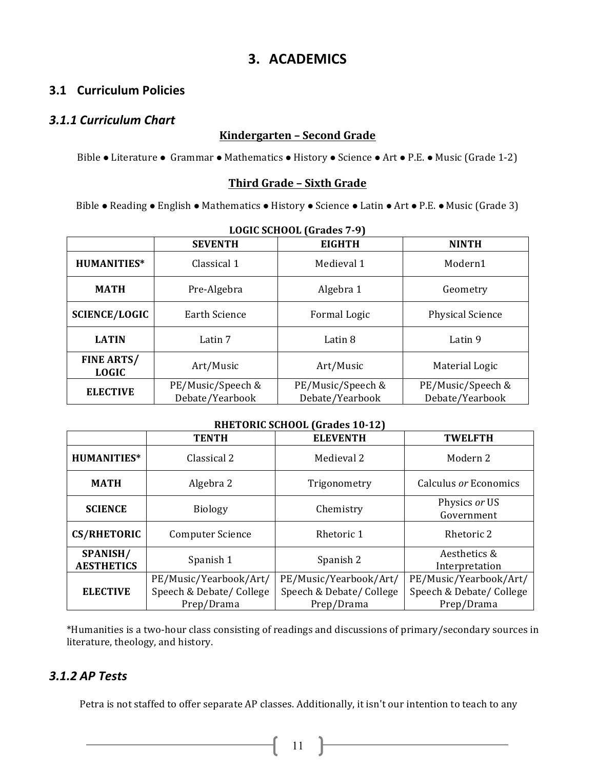# 3. ACADEMICS

## 3.1 Curriculum Policies

### *3.1.1 Curriculum Chart*

**Kindergarten – Second Grade**

Bible ● Literature ● Grammar ● Mathematics ● History ● Science ● Art ● P.E. ● Music (Grade 1-2)

**Third Grade – Sixth Grade**

Bible ● Reading ● English ● Mathematics ● History ● Science ● Latin ● Art ● P.E. ● Music (Grade 3)

**LOGIC SCHOOL (Grades 7-9)**

| | SEVENTH | EIGHTH | NINTH |
|---|---|---|---|
| **HUMANITIES*** | Classical 1 | Medieval 1 | Modern1 |
| **MATH** | Pre-Algebra | Algebra 1 | Geometry |
| **SCIENCE/LOGIC** | Earth Science | Formal Logic | Physical Science |
| **LATIN** | Latin 7 | Latin 8 | Latin 9 |
| **FINE ARTS/ LOGIC** | Art/Music | Art/Music | Material Logic |
| **ELECTIVE** | PE/Music/Speech & Debate/Yearbook | PE/Music/Speech & Debate/Yearbook | PE/Music/Speech & Debate/Yearbook |

**RHETORIC SCHOOL (Grades 10-12)**

| | TENTH | ELEVENTH | TWELFTH |
|---|---|---|---|
| **HUMANITIES*** | Classical 2 | Medieval 2 | Modern 2 |
| **MATH** | Algebra 2 | Trigonometry | Calculus *or* Economics |
| **SCIENCE** | Biology | Chemistry | Physics *or* US Government |
| **CS/RHETORIC** | Computer Science | Rhetoric 1 | Rhetoric 2 |
| **SPANISH/ AESTHETICS** | Spanish 1 | Spanish 2 | Aesthetics & Interpretation |
| **ELECTIVE** | PE/Music/Yearbook/Art/ Speech & Debate/ College Prep/Drama | PE/Music/Yearbook/Art/ Speech & Debate/ College Prep/Drama | PE/Music/Yearbook/Art/ Speech & Debate/ College Prep/Drama |

*Humanities is a two-hour class consisting of readings and discussions of primary/secondary sources in literature, theology, and history.

### *3.1.2 AP Tests*

Petra is not staffed to offer separate AP classes. Additionally, it isn't our intention to teach to any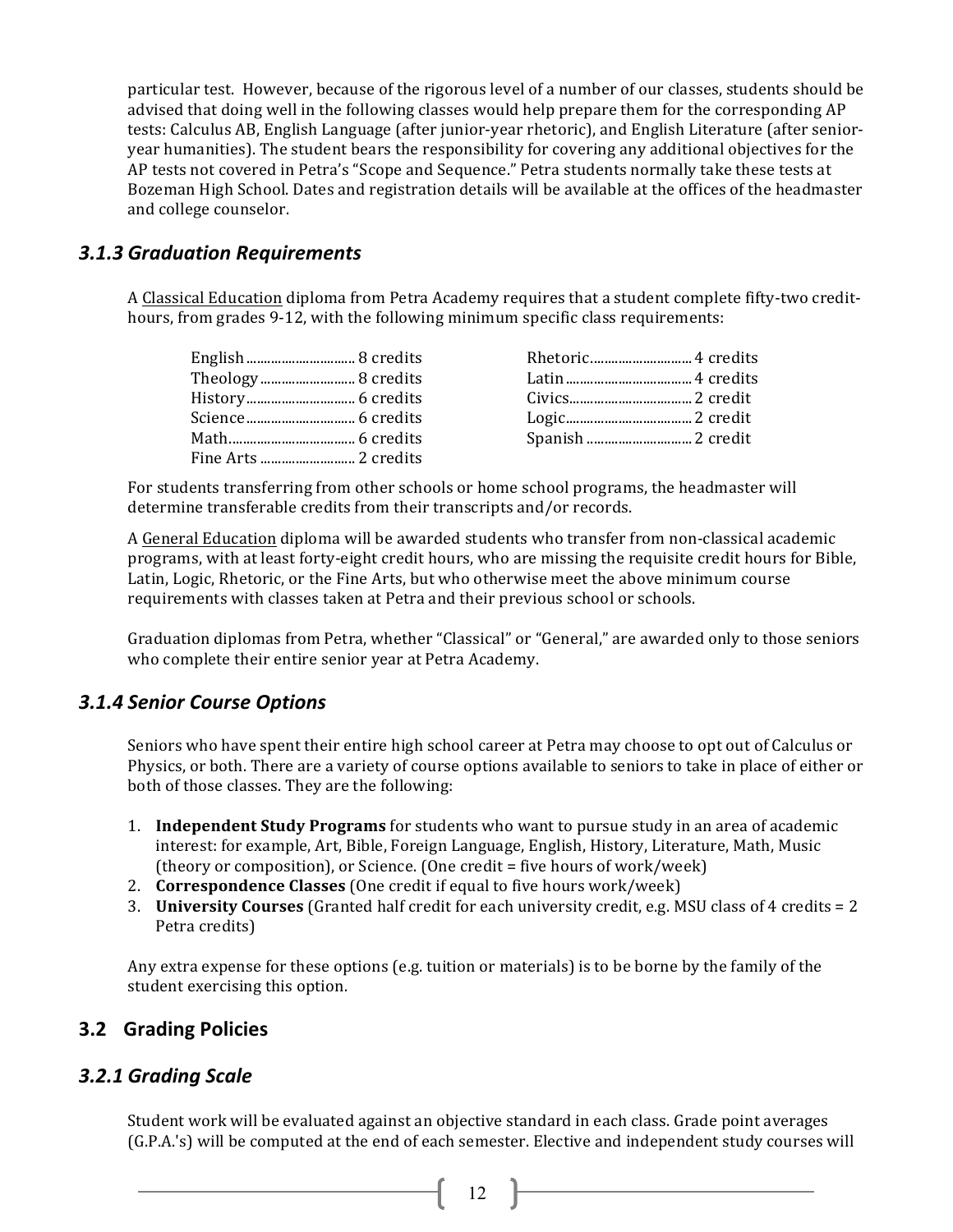particular test. However, because of the rigorous level of a number of our classes, students should be advised that doing well in the following classes would help prepare them for the corresponding AP tests: Calculus AB, English Language (after junior-year rhetoric), and English Literature (after senior-year humanities). The student bears the responsibility for covering any additional objectives for the AP tests not covered in Petra's "Scope and Sequence." Petra students normally take these tests at Bozeman High School. Dates and registration details will be available at the offices of the headmaster and college counselor.

### *3.1.3 Graduation Requirements*

A Classical Education diploma from Petra Academy requires that a student complete fifty-two credit-hours, from grades 9-12, with the following minimum specific class requirements:

| Subject | Credits | Subject | Credits |
|---|---|---|---|
| English | 8 credits | Rhetoric | 4 credits |
| Theology | 8 credits | Latin | 4 credits |
| History | 6 credits | Civics | 2 credit |
| Science | 6 credits | Logic | 2 credit |
| Math | 6 credits | Spanish | 2 credit |
| Fine Arts | 2 credits | | |

For students transferring from other schools or home school programs, the headmaster will determine transferable credits from their transcripts and/or records.

A General Education diploma will be awarded students who transfer from non-classical academic programs, with at least forty-eight credit hours, who are missing the requisite credit hours for Bible, Latin, Logic, Rhetoric, or the Fine Arts, but who otherwise meet the above minimum course requirements with classes taken at Petra and their previous school or schools.

Graduation diplomas from Petra, whether "Classical" or "General," are awarded only to those seniors who complete their entire senior year at Petra Academy.

### *3.1.4 Senior Course Options*

Seniors who have spent their entire high school career at Petra may choose to opt out of Calculus or Physics, or both. There are a variety of course options available to seniors to take in place of either or both of those classes. They are the following:

1. **Independent Study Programs** for students who want to pursue study in an area of academic interest: for example, Art, Bible, Foreign Language, English, History, Literature, Math, Music (theory or composition), or Science. (One credit = five hours of work/week)
2. **Correspondence Classes** (One credit if equal to five hours work/week)
3. **University Courses** (Granted half credit for each university credit, e.g. MSU class of 4 credits = 2 Petra credits)

Any extra expense for these options (e.g. tuition or materials) is to be borne by the family of the student exercising this option.

## 3.2 Grading Policies

### *3.2.1 Grading Scale*

Student work will be evaluated against an objective standard in each class. Grade point averages (G.P.A.'s) will be computed at the end of each semester. Elective and independent study courses will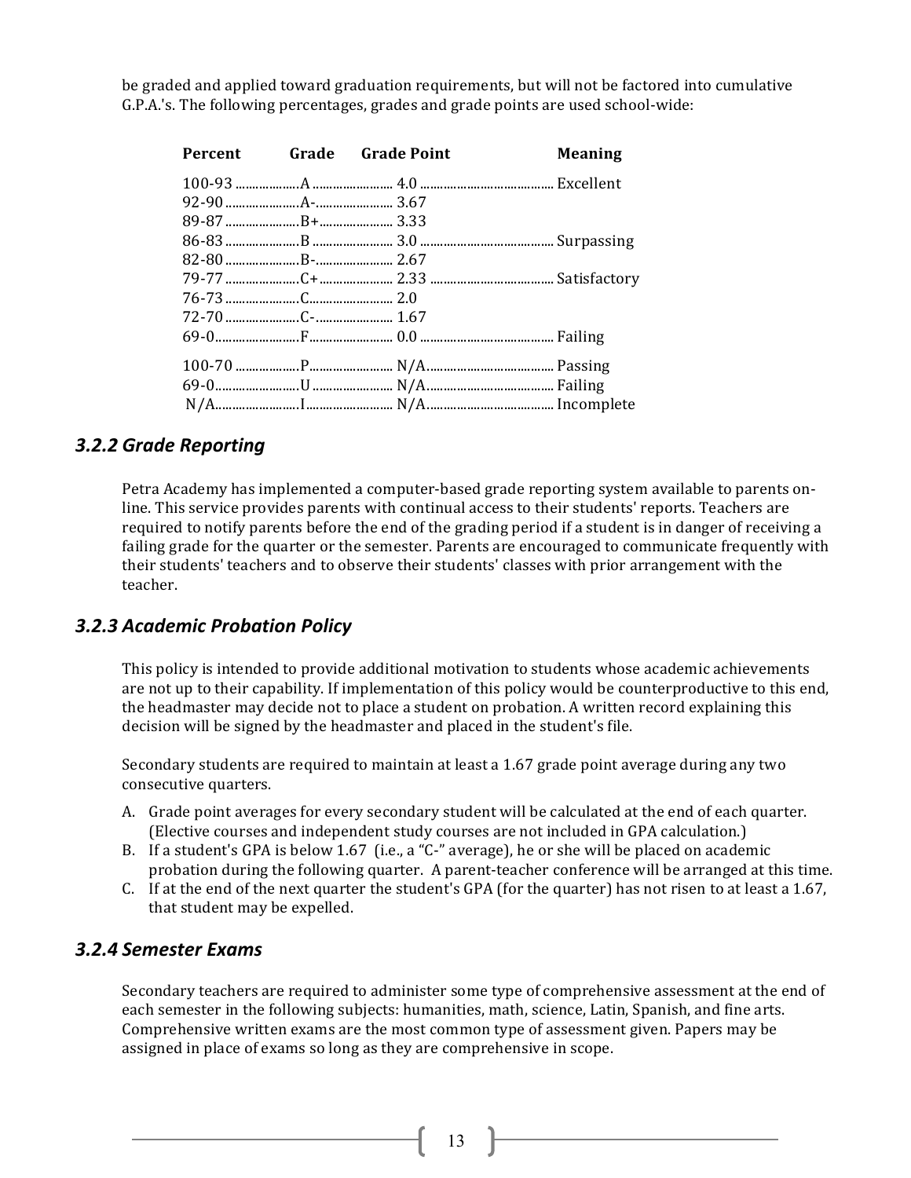be graded and applied toward graduation requirements, but will not be factored into cumulative G.P.A.'s. The following percentages, grades and grade points are used school-wide:

| Percent | Grade | Grade Point | Meaning |
|---|---|---|---|
| 100-93 | A | 4.0 | Excellent |
| 92-90 | A- | 3.67 | |
| 89-87 | B+ | 3.33 | |
| 86-83 | B | 3.0 | Surpassing |
| 82-80 | B- | 2.67 | |
| 79-77 | C+ | 2.33 | Satisfactory |
| 76-73 | C | 2.0 | |
| 72-70 | C- | 1.67 | |
| 69-0 | F | 0.0 | Failing |
| 100-70 | P | N/A | Passing |
| 69-0 | U | N/A | Failing |
| N/A | I | N/A | Incomplete |

### *3.2.2 Grade Reporting*

Petra Academy has implemented a computer-based grade reporting system available to parents on-line. This service provides parents with continual access to their students' reports. Teachers are required to notify parents before the end of the grading period if a student is in danger of receiving a failing grade for the quarter or the semester. Parents are encouraged to communicate frequently with their students' teachers and to observe their students' classes with prior arrangement with the teacher.

### *3.2.3 Academic Probation Policy*

This policy is intended to provide additional motivation to students whose academic achievements are not up to their capability. If implementation of this policy would be counterproductive to this end, the headmaster may decide not to place a student on probation. A written record explaining this decision will be signed by the headmaster and placed in the student's file.

Secondary students are required to maintain at least a 1.67 grade point average during any two consecutive quarters.

A. Grade point averages for every secondary student will be calculated at the end of each quarter. (Elective courses and independent study courses are not included in GPA calculation.)
B. If a student's GPA is below 1.67 (i.e., a "C-" average), he or she will be placed on academic probation during the following quarter. A parent-teacher conference will be arranged at this time.
C. If at the end of the next quarter the student's GPA (for the quarter) has not risen to at least a 1.67, that student may be expelled.

### *3.2.4 Semester Exams*

Secondary teachers are required to administer some type of comprehensive assessment at the end of each semester in the following subjects: humanities, math, science, Latin, Spanish, and fine arts. Comprehensive written exams are the most common type of assessment given. Papers may be assigned in place of exams so long as they are comprehensive in scope.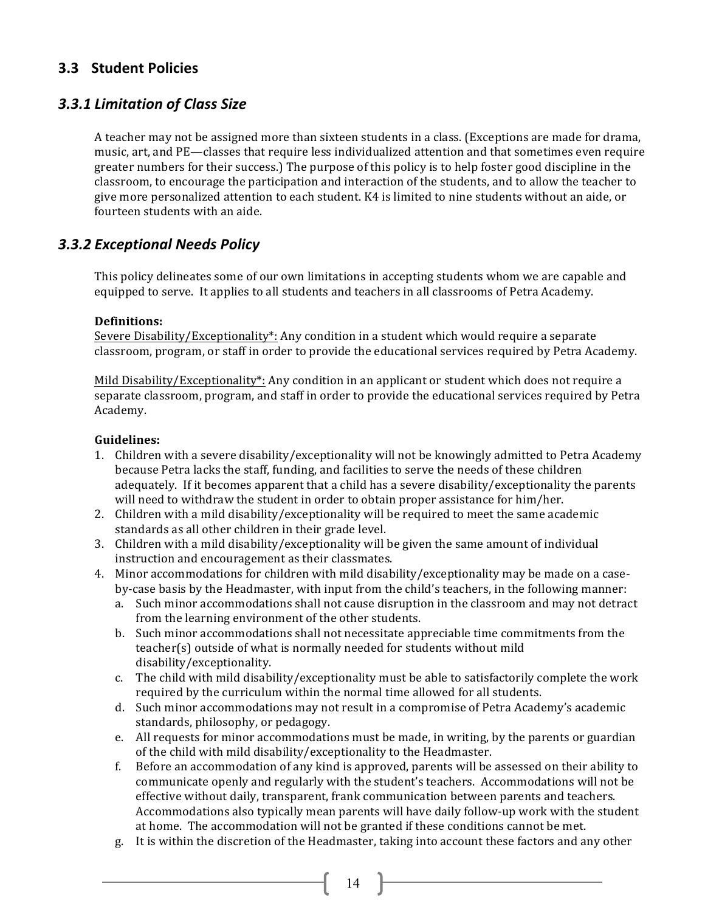## 3.3 Student Policies

### *3.3.1 Limitation of Class Size*

A teacher may not be assigned more than sixteen students in a class. (Exceptions are made for drama, music, art, and PE—classes that require less individualized attention and that sometimes even require greater numbers for their success.) The purpose of this policy is to help foster good discipline in the classroom, to encourage the participation and interaction of the students, and to allow the teacher to give more personalized attention to each student. K4 is limited to nine students without an aide, or fourteen students with an aide.

### *3.3.2 Exceptional Needs Policy*

This policy delineates some of our own limitations in accepting students whom we are capable and equipped to serve. It applies to all students and teachers in all classrooms of Petra Academy.

**Definitions:**

<u>Severe Disability/Exceptionality*:</u> Any condition in a student which would require a separate classroom, program, or staff in order to provide the educational services required by Petra Academy.

<u>Mild Disability/Exceptionality*:</u> Any condition in an applicant or student which does not require a separate classroom, program, and staff in order to provide the educational services required by Petra Academy.

**Guidelines:**

1. Children with a severe disability/exceptionality will not be knowingly admitted to Petra Academy because Petra lacks the staff, funding, and facilities to serve the needs of these children adequately. If it becomes apparent that a child has a severe disability/exceptionality the parents will need to withdraw the student in order to obtain proper assistance for him/her.
2. Children with a mild disability/exceptionality will be required to meet the same academic standards as all other children in their grade level.
3. Children with a mild disability/exceptionality will be given the same amount of individual instruction and encouragement as their classmates.
4. Minor accommodations for children with mild disability/exceptionality may be made on a case-by-case basis by the Headmaster, with input from the child's teachers, in the following manner:
   a. Such minor accommodations shall not cause disruption in the classroom and may not detract from the learning environment of the other students.
   b. Such minor accommodations shall not necessitate appreciable time commitments from the teacher(s) outside of what is normally needed for students without mild disability/exceptionality.
   c. The child with mild disability/exceptionality must be able to satisfactorily complete the work required by the curriculum within the normal time allowed for all students.
   d. Such minor accommodations may not result in a compromise of Petra Academy's academic standards, philosophy, or pedagogy.
   e. All requests for minor accommodations must be made, in writing, by the parents or guardian of the child with mild disability/exceptionality to the Headmaster.
   f. Before an accommodation of any kind is approved, parents will be assessed on their ability to communicate openly and regularly with the student's teachers. Accommodations will not be effective without daily, transparent, frank communication between parents and teachers. Accommodations also typically mean parents will have daily follow-up work with the student at home. The accommodation will not be granted if these conditions cannot be met.
   g. It is within the discretion of the Headmaster, taking into account these factors and any other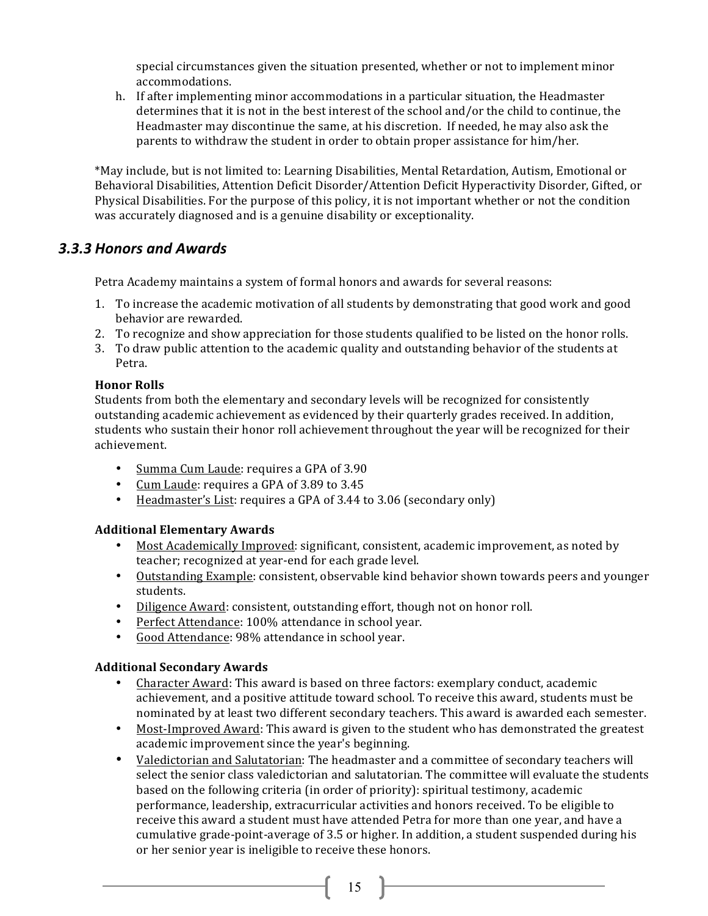special circumstances given the situation presented, whether or not to implement minor accommodations.

h. If after implementing minor accommodations in a particular situation, the Headmaster determines that it is not in the best interest of the school and/or the child to continue, the Headmaster may discontinue the same, at his discretion. If needed, he may also ask the parents to withdraw the student in order to obtain proper assistance for him/her.

*May include, but is not limited to: Learning Disabilities, Mental Retardation, Autism, Emotional or Behavioral Disabilities, Attention Deficit Disorder/Attention Deficit Hyperactivity Disorder, Gifted, or Physical Disabilities. For the purpose of this policy, it is not important whether or not the condition was accurately diagnosed and is a genuine disability or exceptionality.

### *3.3.3 Honors and Awards*

Petra Academy maintains a system of formal honors and awards for several reasons:

1. To increase the academic motivation of all students by demonstrating that good work and good behavior are rewarded.
2. To recognize and show appreciation for those students qualified to be listed on the honor rolls.
3. To draw public attention to the academic quality and outstanding behavior of the students at Petra.

**Honor Rolls**
Students from both the elementary and secondary levels will be recognized for consistently outstanding academic achievement as evidenced by their quarterly grades received. In addition, students who sustain their honor roll achievement throughout the year will be recognized for their achievement.

- Summa Cum Laude: requires a GPA of 3.90
- Cum Laude: requires a GPA of 3.89 to 3.45
- Headmaster's List: requires a GPA of 3.44 to 3.06 (secondary only)

**Additional Elementary Awards**

- Most Academically Improved: significant, consistent, academic improvement, as noted by teacher; recognized at year-end for each grade level.
- Outstanding Example: consistent, observable kind behavior shown towards peers and younger students.
- Diligence Award: consistent, outstanding effort, though not on honor roll.
- Perfect Attendance: 100% attendance in school year.
- Good Attendance: 98% attendance in school year.

**Additional Secondary Awards**

- Character Award: This award is based on three factors: exemplary conduct, academic achievement, and a positive attitude toward school. To receive this award, students must be nominated by at least two different secondary teachers. This award is awarded each semester.
- Most-Improved Award: This award is given to the student who has demonstrated the greatest academic improvement since the year's beginning.
- Valedictorian and Salutatorian: The headmaster and a committee of secondary teachers will select the senior class valedictorian and salutatorian. The committee will evaluate the students based on the following criteria (in order of priority): spiritual testimony, academic performance, leadership, extracurricular activities and honors received. To be eligible to receive this award a student must have attended Petra for more than one year, and have a cumulative grade-point-average of 3.5 or higher. In addition, a student suspended during his or her senior year is ineligible to receive these honors.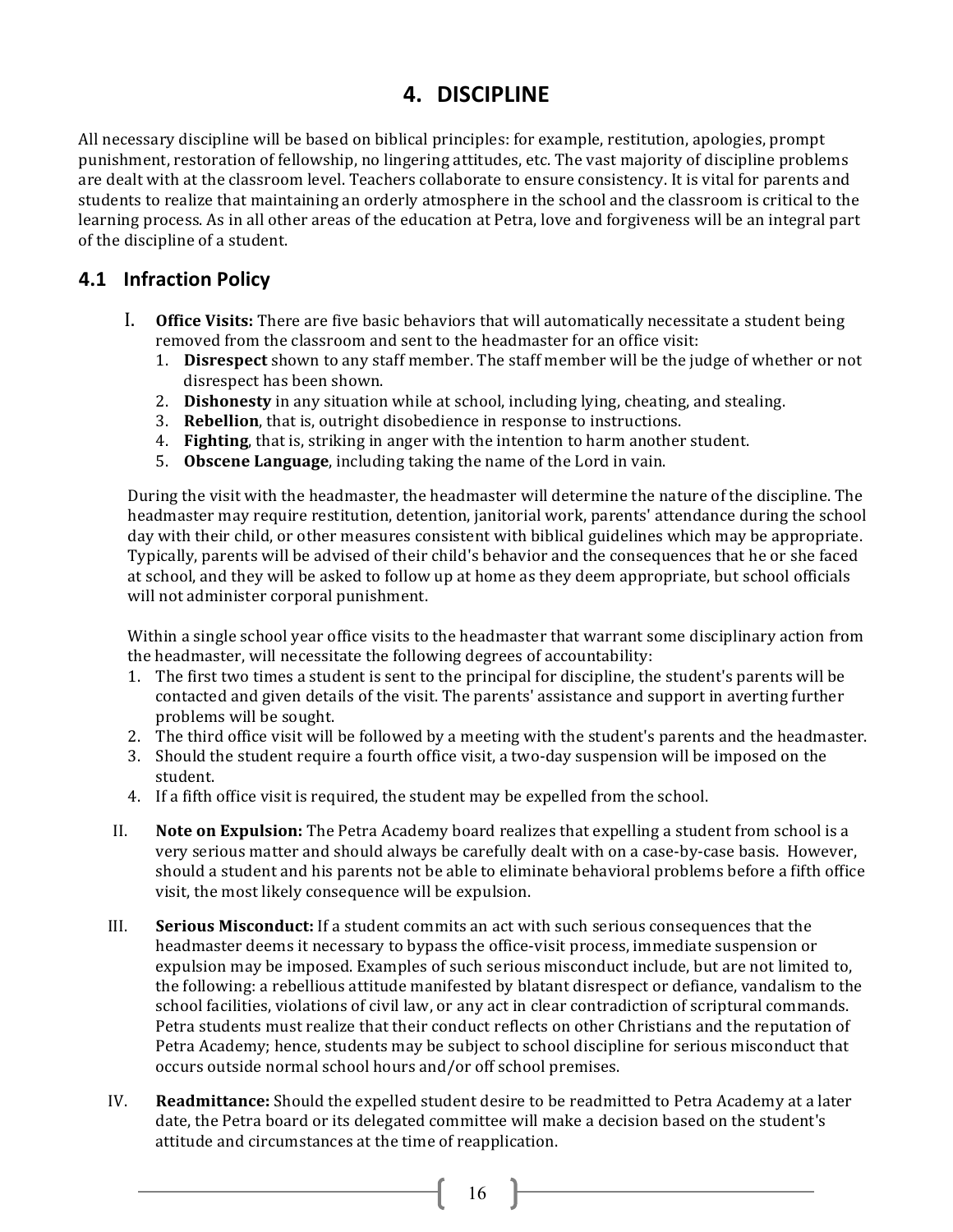# 4. DISCIPLINE

All necessary discipline will be based on biblical principles: for example, restitution, apologies, prompt punishment, restoration of fellowship, no lingering attitudes, etc. The vast majority of discipline problems are dealt with at the classroom level. Teachers collaborate to ensure consistency. It is vital for parents and students to realize that maintaining an orderly atmosphere in the school and the classroom is critical to the learning process. As in all other areas of the education at Petra, love and forgiveness will be an integral part of the discipline of a student.

## 4.1 Infraction Policy

I. **Office Visits:** There are five basic behaviors that will automatically necessitate a student being removed from the classroom and sent to the headmaster for an office visit:

1. **Disrespect** shown to any staff member. The staff member will be the judge of whether or not disrespect has been shown.
2. **Dishonesty** in any situation while at school, including lying, cheating, and stealing.
3. **Rebellion**, that is, outright disobedience in response to instructions.
4. **Fighting**, that is, striking in anger with the intention to harm another student.
5. **Obscene Language**, including taking the name of the Lord in vain.

During the visit with the headmaster, the headmaster will determine the nature of the discipline. The headmaster may require restitution, detention, janitorial work, parents' attendance during the school day with their child, or other measures consistent with biblical guidelines which may be appropriate. Typically, parents will be advised of their child's behavior and the consequences that he or she faced at school, and they will be asked to follow up at home as they deem appropriate, but school officials will not administer corporal punishment.

Within a single school year office visits to the headmaster that warrant some disciplinary action from the headmaster, will necessitate the following degrees of accountability:

1. The first two times a student is sent to the principal for discipline, the student's parents will be contacted and given details of the visit. The parents' assistance and support in averting further problems will be sought.
2. The third office visit will be followed by a meeting with the student's parents and the headmaster.
3. Should the student require a fourth office visit, a two-day suspension will be imposed on the student.
4. If a fifth office visit is required, the student may be expelled from the school.

II. **Note on Expulsion:** The Petra Academy board realizes that expelling a student from school is a very serious matter and should always be carefully dealt with on a case-by-case basis. However, should a student and his parents not be able to eliminate behavioral problems before a fifth office visit, the most likely consequence will be expulsion.

III. **Serious Misconduct:** If a student commits an act with such serious consequences that the headmaster deems it necessary to bypass the office-visit process, immediate suspension or expulsion may be imposed. Examples of such serious misconduct include, but are not limited to, the following: a rebellious attitude manifested by blatant disrespect or defiance, vandalism to the school facilities, violations of civil law, or any act in clear contradiction of scriptural commands. Petra students must realize that their conduct reflects on other Christians and the reputation of Petra Academy; hence, students may be subject to school discipline for serious misconduct that occurs outside normal school hours and/or off school premises.

IV. **Readmittance:** Should the expelled student desire to be readmitted to Petra Academy at a later date, the Petra board or its delegated committee will make a decision based on the student's attitude and circumstances at the time of reapplication.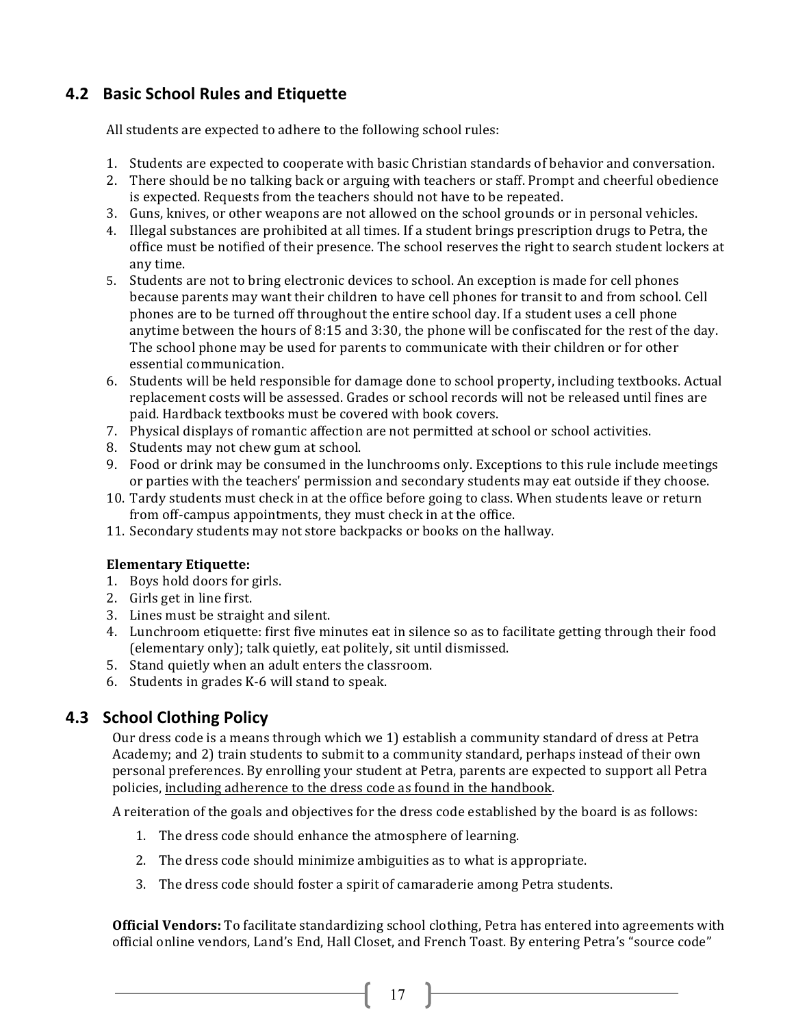## 4.2 Basic School Rules and Etiquette

All students are expected to adhere to the following school rules:

1. Students are expected to cooperate with basic Christian standards of behavior and conversation.
2. There should be no talking back or arguing with teachers or staff. Prompt and cheerful obedience is expected. Requests from the teachers should not have to be repeated.
3. Guns, knives, or other weapons are not allowed on the school grounds or in personal vehicles.
4. Illegal substances are prohibited at all times. If a student brings prescription drugs to Petra, the office must be notified of their presence. The school reserves the right to search student lockers at any time.
5. Students are not to bring electronic devices to school. An exception is made for cell phones because parents may want their children to have cell phones for transit to and from school. Cell phones are to be turned off throughout the entire school day. If a student uses a cell phone anytime between the hours of 8:15 and 3:30, the phone will be confiscated for the rest of the day. The school phone may be used for parents to communicate with their children or for other essential communication.
6. Students will be held responsible for damage done to school property, including textbooks. Actual replacement costs will be assessed. Grades or school records will not be released until fines are paid. Hardback textbooks must be covered with book covers.
7. Physical displays of romantic affection are not permitted at school or school activities.
8. Students may not chew gum at school.
9. Food or drink may be consumed in the lunchrooms only. Exceptions to this rule include meetings or parties with the teachers' permission and secondary students may eat outside if they choose.
10. Tardy students must check in at the office before going to class. When students leave or return from off-campus appointments, they must check in at the office.
11. Secondary students may not store backpacks or books on the hallway.

**Elementary Etiquette:**

1. Boys hold doors for girls.
2. Girls get in line first.
3. Lines must be straight and silent.
4. Lunchroom etiquette: first five minutes eat in silence so as to facilitate getting through their food (elementary only); talk quietly, eat politely, sit until dismissed.
5. Stand quietly when an adult enters the classroom.
6. Students in grades K-6 will stand to speak.

## 4.3 School Clothing Policy

Our dress code is a means through which we 1) establish a community standard of dress at Petra Academy; and 2) train students to submit to a community standard, perhaps instead of their own personal preferences. By enrolling your student at Petra, parents are expected to support all Petra policies, <u>including adherence to the dress code as found in the handbook</u>.

A reiteration of the goals and objectives for the dress code established by the board is as follows:

1. The dress code should enhance the atmosphere of learning.
2. The dress code should minimize ambiguities as to what is appropriate.
3. The dress code should foster a spirit of camaraderie among Petra students.

**Official Vendors:** To facilitate standardizing school clothing, Petra has entered into agreements with official online vendors, Land's End, Hall Closet, and French Toast. By entering Petra's "source code"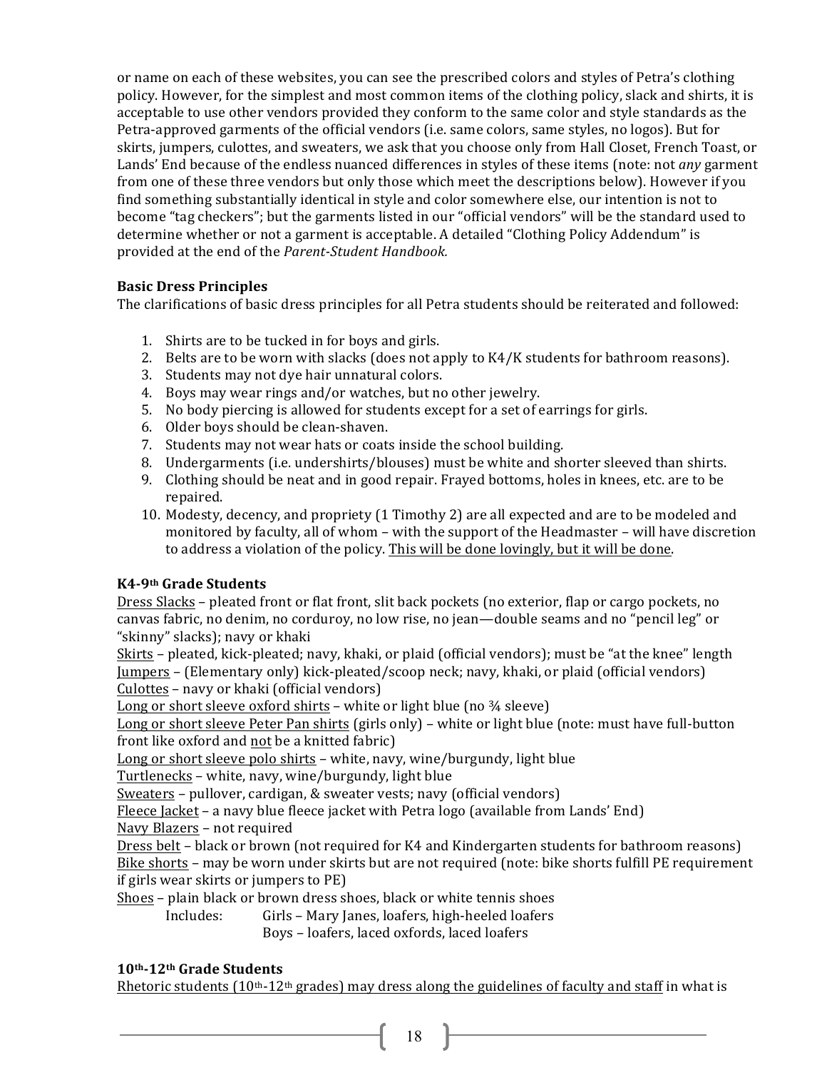or name on each of these websites, you can see the prescribed colors and styles of Petra's clothing policy. However, for the simplest and most common items of the clothing policy, slack and shirts, it is acceptable to use other vendors provided they conform to the same color and style standards as the Petra-approved garments of the official vendors (i.e. same colors, same styles, no logos). But for skirts, jumpers, culottes, and sweaters, we ask that you choose only from Hall Closet, French Toast, or Lands' End because of the endless nuanced differences in styles of these items (note: not *any* garment from one of these three vendors but only those which meet the descriptions below). However if you find something substantially identical in style and color somewhere else, our intention is not to become "tag checkers"; but the garments listed in our "official vendors" will be the standard used to determine whether or not a garment is acceptable. A detailed "Clothing Policy Addendum" is provided at the end of the *Parent-Student Handbook.*

**Basic Dress Principles**

The clarifications of basic dress principles for all Petra students should be reiterated and followed:

1. Shirts are to be tucked in for boys and girls.
2. Belts are to be worn with slacks (does not apply to K4/K students for bathroom reasons).
3. Students may not dye hair unnatural colors.
4. Boys may wear rings and/or watches, but no other jewelry.
5. No body piercing is allowed for students except for a set of earrings for girls.
6. Older boys should be clean-shaven.
7. Students may not wear hats or coats inside the school building.
8. Undergarments (i.e. undershirts/blouses) must be white and shorter sleeved than shirts.
9. Clothing should be neat and in good repair. Frayed bottoms, holes in knees, etc. are to be repaired.
10. Modesty, decency, and propriety (1 Timothy 2) are all expected and are to be modeled and monitored by faculty, all of whom – with the support of the Headmaster – will have discretion to address a violation of the policy. <u>This will be done lovingly, but it will be done</u>.

**K4-9th Grade Students**

<u>Dress Slacks</u> – pleated front or flat front, slit back pockets (no exterior, flap or cargo pockets, no canvas fabric, no denim, no corduroy, no low rise, no jean—double seams and no "pencil leg" or "skinny" slacks); navy or khaki
<u>Skirts</u> – pleated, kick-pleated; navy, khaki, or plaid (official vendors); must be "at the knee" length
<u>Jumpers</u> – (Elementary only) kick-pleated/scoop neck; navy, khaki, or plaid (official vendors)
<u>Culottes</u> – navy or khaki (official vendors)
<u>Long or short sleeve oxford shirts</u> – white or light blue (no ¾ sleeve)
<u>Long or short sleeve Peter Pan shirts</u> (girls only) – white or light blue (note: must have full-button front like oxford and <u>not</u> be a knitted fabric)
<u>Long or short sleeve polo shirts</u> – white, navy, wine/burgundy, light blue
<u>Turtlenecks</u> – white, navy, wine/burgundy, light blue
<u>Sweaters</u> – pullover, cardigan, & sweater vests; navy (official vendors)
<u>Fleece Jacket</u> – a navy blue fleece jacket with Petra logo (available from Lands' End)
<u>Navy Blazers</u> – not required
<u>Dress belt</u> – black or brown (not required for K4 and Kindergarten students for bathroom reasons)
<u>Bike shorts</u> – may be worn under skirts but are not required (note: bike shorts fulfill PE requirement if girls wear skirts or jumpers to PE)
<u>Shoes</u> – plain black or brown dress shoes, black or white tennis shoes

Includes: Girls – Mary Janes, loafers, high-heeled loafers
Boys – loafers, laced oxfords, laced loafers

**10th-12th Grade Students**

<u>Rhetoric students (10th-12th grades) may dress along the guidelines of faculty and staff</u> in what is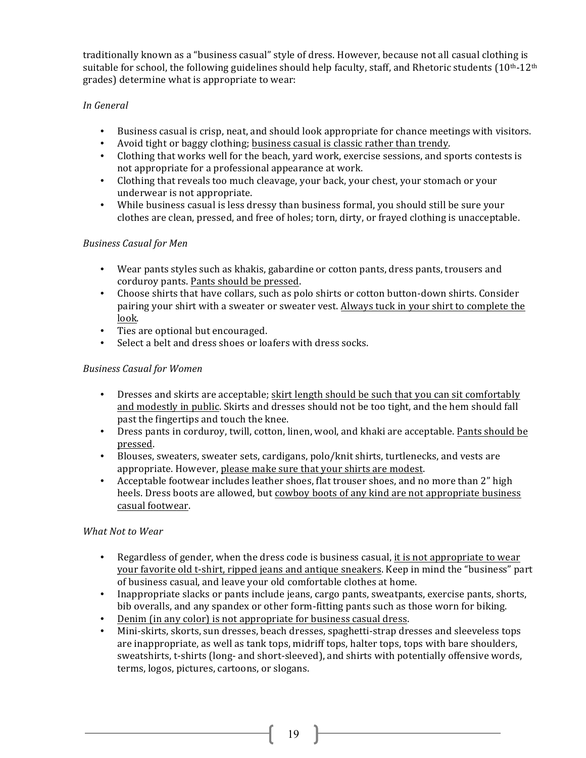traditionally known as a "business casual" style of dress. However, because not all casual clothing is suitable for school, the following guidelines should help faculty, staff, and Rhetoric students (10th-12th grades) determine what is appropriate to wear:

*In General*

- Business casual is crisp, neat, and should look appropriate for chance meetings with visitors.
- Avoid tight or baggy clothing; <u>business casual is classic rather than trendy</u>.
- Clothing that works well for the beach, yard work, exercise sessions, and sports contests is not appropriate for a professional appearance at work.
- Clothing that reveals too much cleavage, your back, your chest, your stomach or your underwear is not appropriate.
- While business casual is less dressy than business formal, you should still be sure your clothes are clean, pressed, and free of holes; torn, dirty, or frayed clothing is unacceptable.

*Business Casual for Men*

- Wear pants styles such as khakis, gabardine or cotton pants, dress pants, trousers and corduroy pants. <u>Pants should be pressed</u>.
- Choose shirts that have collars, such as polo shirts or cotton button-down shirts. Consider pairing your shirt with a sweater or sweater vest. <u>Always tuck in your shirt to complete the look</u>.
- Ties are optional but encouraged.
- Select a belt and dress shoes or loafers with dress socks.

*Business Casual for Women*

- Dresses and skirts are acceptable; <u>skirt length should be such that you can sit comfortably and modestly in public</u>. Skirts and dresses should not be too tight, and the hem should fall past the fingertips and touch the knee.
- Dress pants in corduroy, twill, cotton, linen, wool, and khaki are acceptable. <u>Pants should be pressed</u>.
- Blouses, sweaters, sweater sets, cardigans, polo/knit shirts, turtlenecks, and vests are appropriate. However, <u>please make sure that your shirts are modest</u>.
- Acceptable footwear includes leather shoes, flat trouser shoes, and no more than 2" high heels. Dress boots are allowed, but <u>cowboy boots of any kind are not appropriate business casual footwear</u>.

*What Not to Wear*

- Regardless of gender, when the dress code is business casual, <u>it is not appropriate to wear your favorite old t-shirt, ripped jeans and antique sneakers</u>. Keep in mind the "business" part of business casual, and leave your old comfortable clothes at home.
- Inappropriate slacks or pants include jeans, cargo pants, sweatpants, exercise pants, shorts, bib overalls, and any spandex or other form-fitting pants such as those worn for biking.
- <u>Denim (in any color) is not appropriate for business casual dress</u>.
- Mini-skirts, skorts, sun dresses, beach dresses, spaghetti-strap dresses and sleeveless tops are inappropriate, as well as tank tops, midriff tops, halter tops, tops with bare shoulders, sweatshirts, t-shirts (long- and short-sleeved), and shirts with potentially offensive words, terms, logos, pictures, cartoons, or slogans.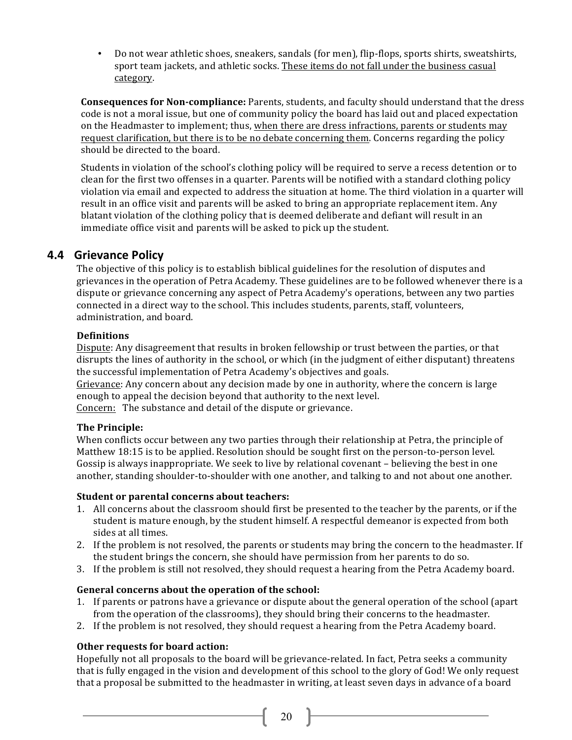- Do not wear athletic shoes, sneakers, sandals (for men), flip-flops, sports shirts, sweatshirts, sport team jackets, and athletic socks. <u>These items do not fall under the business casual category</u>.

**Consequences for Non-compliance:** Parents, students, and faculty should understand that the dress code is not a moral issue, but one of community policy the board has laid out and placed expectation on the Headmaster to implement; thus, <u>when there are dress infractions, parents or students may request clarification, but there is to be no debate concerning them</u>. Concerns regarding the policy should be directed to the board.

Students in violation of the school's clothing policy will be required to serve a recess detention or to clean for the first two offenses in a quarter. Parents will be notified with a standard clothing policy violation via email and expected to address the situation at home. The third violation in a quarter will result in an office visit and parents will be asked to bring an appropriate replacement item. Any blatant violation of the clothing policy that is deemed deliberate and defiant will result in an immediate office visit and parents will be asked to pick up the student.

## 4.4 Grievance Policy

The objective of this policy is to establish biblical guidelines for the resolution of disputes and grievances in the operation of Petra Academy. These guidelines are to be followed whenever there is a dispute or grievance concerning any aspect of Petra Academy's operations, between any two parties connected in a direct way to the school. This includes students, parents, staff, volunteers, administration, and board.

**Definitions**

<u>Dispute</u>: Any disagreement that results in broken fellowship or trust between the parties, or that disrupts the lines of authority in the school, or which (in the judgment of either disputant) threatens the successful implementation of Petra Academy's objectives and goals.
<u>Grievance</u>: Any concern about any decision made by one in authority, where the concern is large enough to appeal the decision beyond that authority to the next level.
<u>Concern:</u> The substance and detail of the dispute or grievance.

**The Principle:**

When conflicts occur between any two parties through their relationship at Petra, the principle of Matthew 18:15 is to be applied. Resolution should be sought first on the person-to-person level. Gossip is always inappropriate. We seek to live by relational covenant – believing the best in one another, standing shoulder-to-shoulder with one another, and talking to and not about one another.

**Student or parental concerns about teachers:**

1. All concerns about the classroom should first be presented to the teacher by the parents, or if the student is mature enough, by the student himself. A respectful demeanor is expected from both sides at all times.
2. If the problem is not resolved, the parents or students may bring the concern to the headmaster. If the student brings the concern, she should have permission from her parents to do so.
3. If the problem is still not resolved, they should request a hearing from the Petra Academy board.

**General concerns about the operation of the school:**

1. If parents or patrons have a grievance or dispute about the general operation of the school (apart from the operation of the classrooms), they should bring their concerns to the headmaster.
2. If the problem is not resolved, they should request a hearing from the Petra Academy board.

**Other requests for board action:**

Hopefully not all proposals to the board will be grievance-related. In fact, Petra seeks a community that is fully engaged in the vision and development of this school to the glory of God! We only request that a proposal be submitted to the headmaster in writing, at least seven days in advance of a board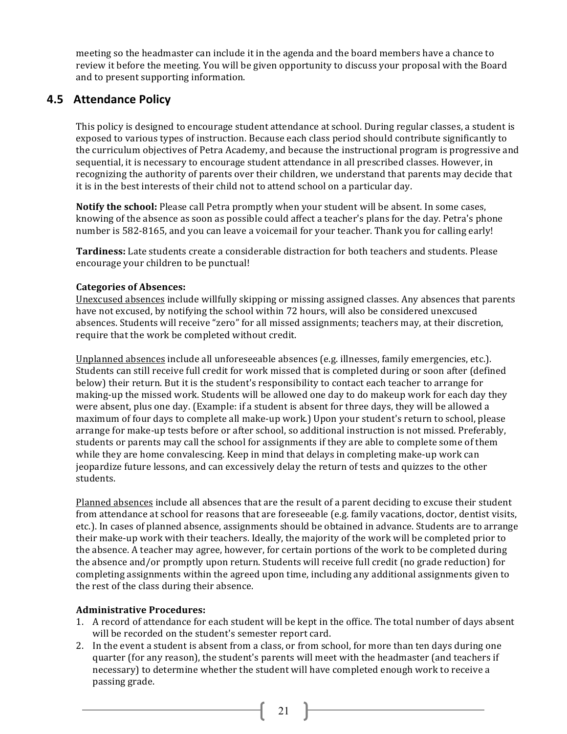meeting so the headmaster can include it in the agenda and the board members have a chance to review it before the meeting. You will be given opportunity to discuss your proposal with the Board and to present supporting information.

## 4.5 Attendance Policy

This policy is designed to encourage student attendance at school. During regular classes, a student is exposed to various types of instruction. Because each class period should contribute significantly to the curriculum objectives of Petra Academy, and because the instructional program is progressive and sequential, it is necessary to encourage student attendance in all prescribed classes. However, in recognizing the authority of parents over their children, we understand that parents may decide that it is in the best interests of their child not to attend school on a particular day.

**Notify the school:** Please call Petra promptly when your student will be absent. In some cases, knowing of the absence as soon as possible could affect a teacher's plans for the day. Petra's phone number is 582-8165, and you can leave a voicemail for your teacher. Thank you for calling early!

**Tardiness:** Late students create a considerable distraction for both teachers and students. Please encourage your children to be punctual!

**Categories of Absences:**
Unexcused absences include willfully skipping or missing assigned classes. Any absences that parents have not excused, by notifying the school within 72 hours, will also be considered unexcused absences. Students will receive "zero" for all missed assignments; teachers may, at their discretion, require that the work be completed without credit.

Unplanned absences include all unforeseeable absences (e.g. illnesses, family emergencies, etc.). Students can still receive full credit for work missed that is completed during or soon after (defined below) their return. But it is the student's responsibility to contact each teacher to arrange for making-up the missed work. Students will be allowed one day to do makeup work for each day they were absent, plus one day. (Example: if a student is absent for three days, they will be allowed a maximum of four days to complete all make-up work.) Upon your student's return to school, please arrange for make-up tests before or after school, so additional instruction is not missed. Preferably, students or parents may call the school for assignments if they are able to complete some of them while they are home convalescing. Keep in mind that delays in completing make-up work can jeopardize future lessons, and can excessively delay the return of tests and quizzes to the other students.

Planned absences include all absences that are the result of a parent deciding to excuse their student from attendance at school for reasons that are foreseeable (e.g. family vacations, doctor, dentist visits, etc.). In cases of planned absence, assignments should be obtained in advance. Students are to arrange their make-up work with their teachers. Ideally, the majority of the work will be completed prior to the absence. A teacher may agree, however, for certain portions of the work to be completed during the absence and/or promptly upon return. Students will receive full credit (no grade reduction) for completing assignments within the agreed upon time, including any additional assignments given to the rest of the class during their absence.

**Administrative Procedures:**

1. A record of attendance for each student will be kept in the office. The total number of days absent will be recorded on the student's semester report card.
2. In the event a student is absent from a class, or from school, for more than ten days during one quarter (for any reason), the student's parents will meet with the headmaster (and teachers if necessary) to determine whether the student will have completed enough work to receive a passing grade.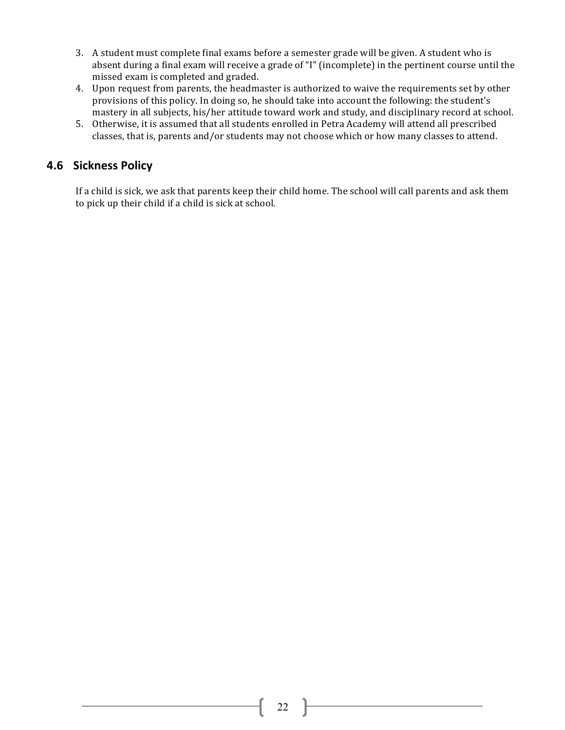3. A student must complete final exams before a semester grade will be given. A student who is absent during a final exam will receive a grade of "I" (incomplete) in the pertinent course until the missed exam is completed and graded.
4. Upon request from parents, the headmaster is authorized to waive the requirements set by other provisions of this policy. In doing so, he should take into account the following: the student's mastery in all subjects, his/her attitude toward work and study, and disciplinary record at school.
5. Otherwise, it is assumed that all students enrolled in Petra Academy will attend all prescribed classes, that is, parents and/or students may not choose which or how many classes to attend.

## 4.6 Sickness Policy

If a child is sick, we ask that parents keep their child home. The school will call parents and ask them to pick up their child if a child is sick at school.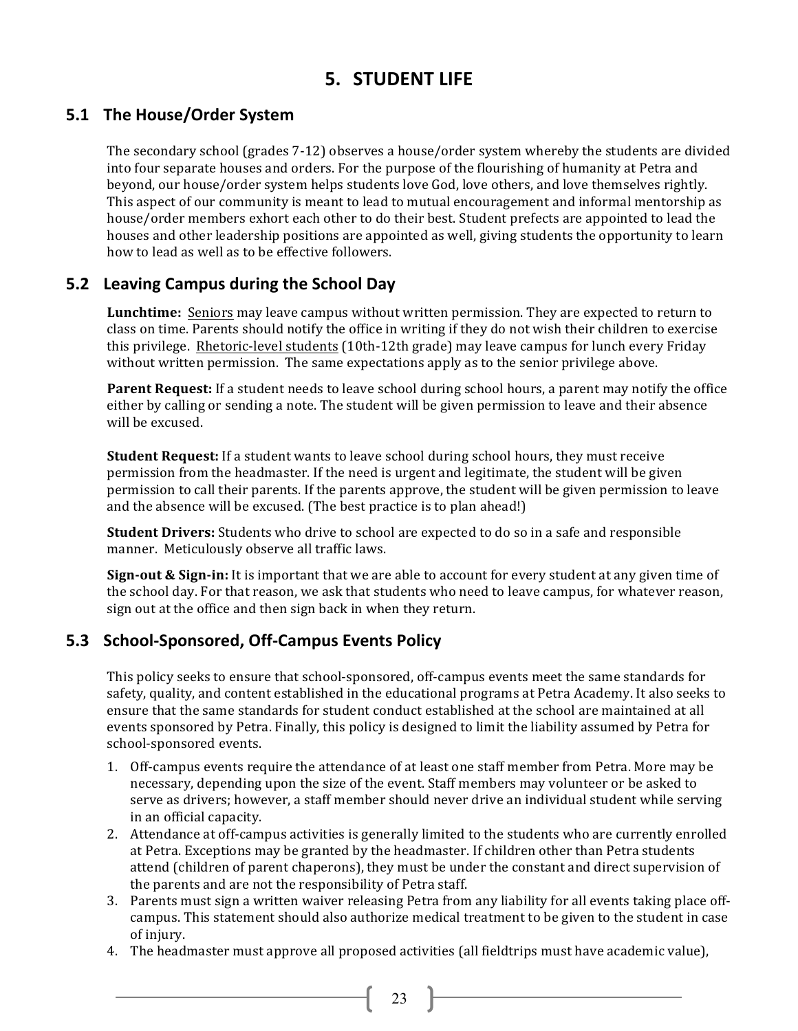# 5. STUDENT LIFE

## 5.1 The House/Order System

The secondary school (grades 7-12) observes a house/order system whereby the students are divided into four separate houses and orders. For the purpose of the flourishing of humanity at Petra and beyond, our house/order system helps students love God, love others, and love themselves rightly. This aspect of our community is meant to lead to mutual encouragement and informal mentorship as house/order members exhort each other to do their best. Student prefects are appointed to lead the houses and other leadership positions are appointed as well, giving students the opportunity to learn how to lead as well as to be effective followers.

## 5.2 Leaving Campus during the School Day

**Lunchtime:** Seniors may leave campus without written permission. They are expected to return to class on time. Parents should notify the office in writing if they do not wish their children to exercise this privilege. Rhetoric-level students (10th-12th grade) may leave campus for lunch every Friday without written permission. The same expectations apply as to the senior privilege above.

**Parent Request:** If a student needs to leave school during school hours, a parent may notify the office either by calling or sending a note. The student will be given permission to leave and their absence will be excused.

**Student Request:** If a student wants to leave school during school hours, they must receive permission from the headmaster. If the need is urgent and legitimate, the student will be given permission to call their parents. If the parents approve, the student will be given permission to leave and the absence will be excused. (The best practice is to plan ahead!)

**Student Drivers:** Students who drive to school are expected to do so in a safe and responsible manner. Meticulously observe all traffic laws.

**Sign-out & Sign-in:** It is important that we are able to account for every student at any given time of the school day. For that reason, we ask that students who need to leave campus, for whatever reason, sign out at the office and then sign back in when they return.

## 5.3 School-Sponsored, Off-Campus Events Policy

This policy seeks to ensure that school-sponsored, off-campus events meet the same standards for safety, quality, and content established in the educational programs at Petra Academy. It also seeks to ensure that the same standards for student conduct established at the school are maintained at all events sponsored by Petra. Finally, this policy is designed to limit the liability assumed by Petra for school-sponsored events.

1. Off-campus events require the attendance of at least one staff member from Petra. More may be necessary, depending upon the size of the event. Staff members may volunteer or be asked to serve as drivers; however, a staff member should never drive an individual student while serving in an official capacity.
2. Attendance at off-campus activities is generally limited to the students who are currently enrolled at Petra. Exceptions may be granted by the headmaster. If children other than Petra students attend (children of parent chaperons), they must be under the constant and direct supervision of the parents and are not the responsibility of Petra staff.
3. Parents must sign a written waiver releasing Petra from any liability for all events taking place off-campus. This statement should also authorize medical treatment to be given to the student in case of injury.
4. The headmaster must approve all proposed activities (all fieldtrips must have academic value),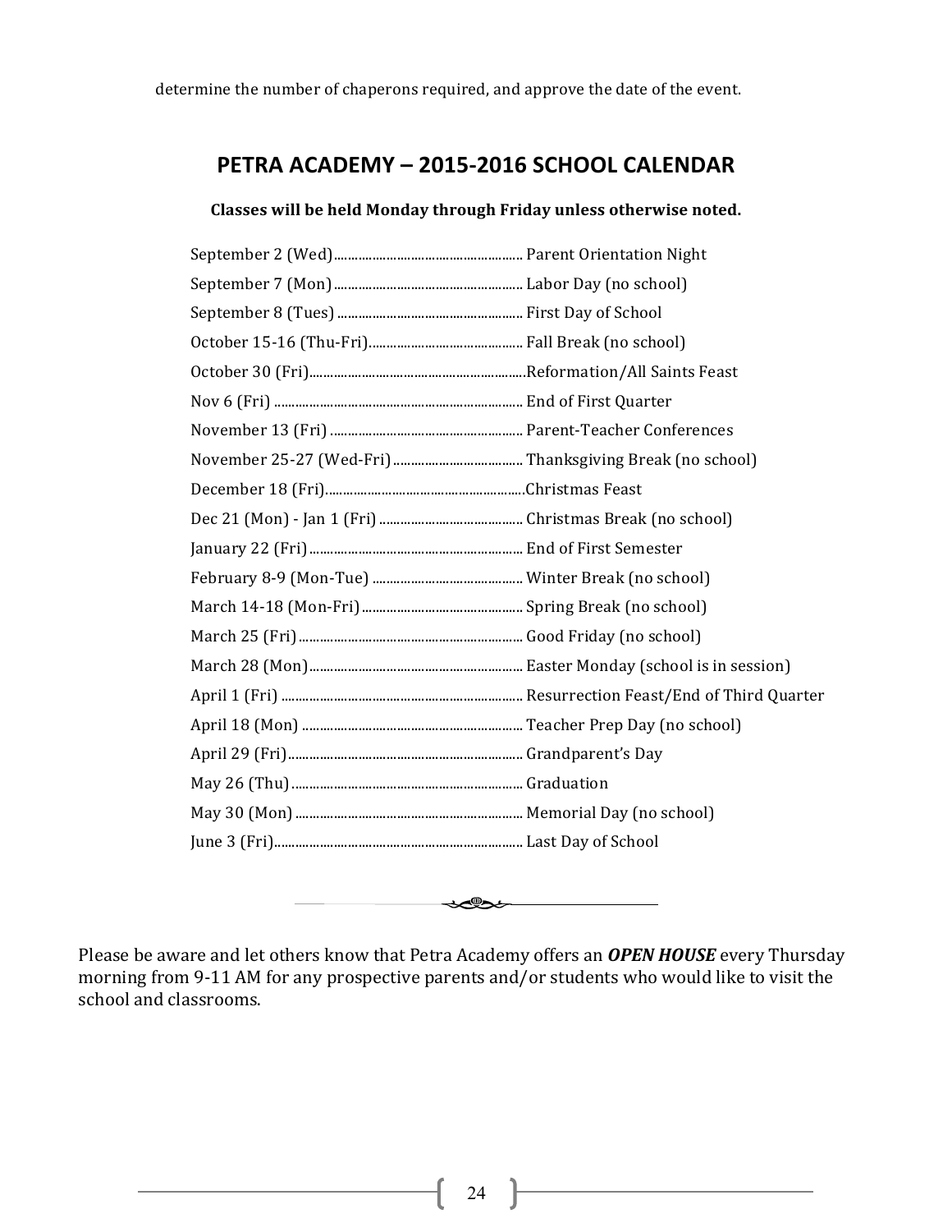determine the number of chaperons required, and approve the date of the event.

## PETRA ACADEMY – 2015-2016 SCHOOL CALENDAR

**Classes will be held Monday through Friday unless otherwise noted.**

September 2 (Wed)........................................................ Parent Orientation Night
September 7 (Mon)........................................................ Labor Day (no school)
September 8 (Tues)........................................................ First Day of School
October 15-16 (Thu-Fri)................................................ Fall Break (no school)
October 30 (Fri)............................................................Reformation/All Saints Feast
Nov 6 (Fri)..................................................................... End of First Quarter
November 13 (Fri)........................................................ Parent-Teacher Conferences
November 25-27 (Wed-Fri).......................................... Thanksgiving Break (no school)
December 18 (Fri)..........................................................Christmas Feast
Dec 21 (Mon) - Jan 1 (Fri)............................................ Christmas Break (no school)
January 22 (Fri)............................................................ End of First Semester
February 8-9 (Mon-Tue)............................................... Winter Break (no school)
March 14-18 (Mon-Fri)................................................. Spring Break (no school)
March 25 (Fri)................................................................ Good Friday (no school)
March 28 (Mon)............................................................. Easter Monday (school is in session)
April 1 (Fri).................................................................... Resurrection Feast/End of Third Quarter
April 18 (Mon)............................................................... Teacher Prep Day (no school)
April 29 (Fri).................................................................. Grandparent's Day
May 26 (Thu)................................................................. Graduation
May 30 (Mon)................................................................ Memorial Day (no school)
June 3 (Fri)..................................................................... Last Day of School

Please be aware and let others know that Petra Academy offers an ***OPEN HOUSE*** every Thursday morning from 9-11 AM for any prospective parents and/or students who would like to visit the school and classrooms.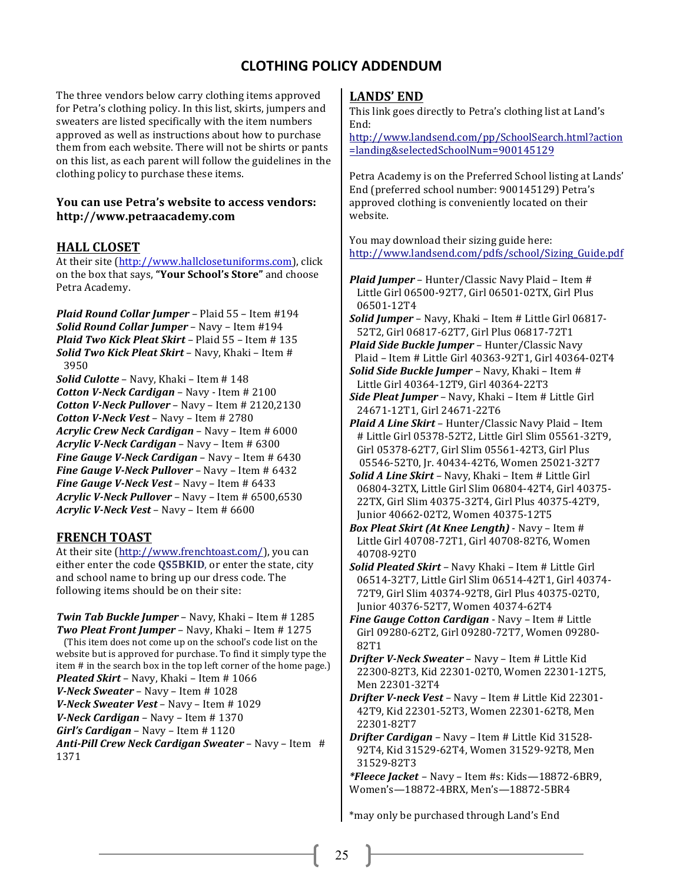# CLOTHING POLICY ADDENDUM

The three vendors below carry clothing items approved for Petra's clothing policy. In this list, skirts, jumpers and sweaters are listed specifically with the item numbers approved as well as instructions about how to purchase them from each website. There will not be shirts or pants on this list, as each parent will follow the guidelines in the clothing policy to purchase these items.

**You can use Petra's website to access vendors: http://www.petraacademy.com**

## HALL CLOSET

At their site (http://www.hallclosetuniforms.com), click on the box that says, **"Your School's Store"** and choose Petra Academy.

***Plaid Round Collar Jumper*** – Plaid 55 – Item #194
***Solid Round Collar Jumper*** – Navy – Item #194
***Plaid Two Kick Pleat Skirt*** – Plaid 55 – Item # 135
***Solid Two Kick Pleat Skirt*** – Navy, Khaki – Item # 3950
***Solid Culotte*** – Navy, Khaki – Item # 148
***Cotton V-Neck Cardigan*** – Navy - Item # 2100
***Cotton V-Neck Pullover*** – Navy – Item # 2120,2130
***Cotton V-Neck Vest*** – Navy – Item # 2780
***Acrylic Crew Neck Cardigan*** – Navy – Item # 6000
***Acrylic V-Neck Cardigan*** – Navy – Item # 6300
***Fine Gauge V-Neck Cardigan*** – Navy – Item # 6430
***Fine Gauge V-Neck Pullover*** – Navy – Item # 6432
***Fine Gauge V-Neck Vest*** – Navy – Item # 6433
***Acrylic V-Neck Pullover*** – Navy – Item # 6500,6530
***Acrylic V-Neck Vest*** – Navy – Item # 6600

## FRENCH TOAST

At their site (http://www.frenchtoast.com/), you can either enter the code **QS5BKID**, or enter the state, city and school name to bring up our dress code. The following items should be on their site:

***Twin Tab Buckle Jumper*** – Navy, Khaki – Item # 1285
***Two Pleat Front Jumper*** – Navy, Khaki – Item # 1275
(This item does not come up on the school's code list on the website but is approved for purchase. To find it simply type the item # in the search box in the top left corner of the home page.)
***Pleated Skirt*** – Navy, Khaki – Item # 1066
***V-Neck Sweater*** – Navy – Item # 1028
***V-Neck Sweater Vest*** – Navy – Item # 1029
***V-Neck Cardigan*** – Navy – Item # 1370
***Girl's Cardigan*** – Navy – Item # 1120
***Anti-Pill Crew Neck Cardigan Sweater*** – Navy – Item # 1371

## LANDS' END

This link goes directly to Petra's clothing list at Land's End:
http://www.landsend.com/pp/SchoolSearch.html?action=landing&selectedSchoolNum=900145129

Petra Academy is on the Preferred School listing at Lands' End (preferred school number: 900145129) Petra's approved clothing is conveniently located on their website.

You may download their sizing guide here:
http://www.landsend.com/pdfs/school/Sizing_Guide.pdf

***Plaid Jumper*** – Hunter/Classic Navy Plaid – Item # Little Girl 06500-92T7, Girl 06501-02TX, Girl Plus 06501-12T4
***Solid Jumper*** – Navy, Khaki – Item # Little Girl 06817-52T2, Girl 06817-62T7, Girl Plus 06817-72T1
***Plaid Side Buckle Jumper*** – Hunter/Classic Navy Plaid – Item # Little Girl 40363-92T1, Girl 40364-02T4
***Solid Side Buckle Jumper*** – Navy, Khaki – Item # Little Girl 40364-12T9, Girl 40364-22T3
***Side Pleat Jumper*** – Navy, Khaki – Item # Little Girl 24671-12T1, Girl 24671-22T6
***Plaid A Line Skirt*** – Hunter/Classic Navy Plaid – Item # Little Girl 05378-52T2, Little Girl Slim 05561-32T9, Girl 05378-62T7, Girl Slim 05561-42T3, Girl Plus 05546-52T0, Jr. 40434-42T6, Women 25021-32T7
***Solid A Line Skirt*** – Navy, Khaki – Item # Little Girl 06804-32TX, Little Girl Slim 06804-42T4, Girl 40375-22TX, Girl Slim 40375-32T4, Girl Plus 40375-42T9, Junior 40662-02T2, Women 40375-12T5
***Box Pleat Skirt (At Knee Length)*** - Navy – Item # Little Girl 40708-72T1, Girl 40708-82T6, Women 40708-92T0
***Solid Pleated Skirt*** – Navy Khaki – Item # Little Girl 06514-32T7, Little Girl Slim 06514-42T1, Girl 40374-72T9, Girl Slim 40374-92T8, Girl Plus 40375-02T0, Junior 40376-52T7, Women 40374-62T4
***Fine Gauge Cotton Cardigan*** - Navy – Item # Little Girl 09280-62T2, Girl 09280-72T7, Women 09280-82T1
***Drifter V-Neck Sweater*** – Navy – Item # Little Kid 22300-82T3, Kid 22301-02T0, Women 22301-12T5, Men 22301-32T4
***Drifter V-neck Vest*** – Navy – Item # Little Kid 22301-42T9, Kid 22301-52T3, Women 22301-62T8, Men 22301-82T7
***Drifter Cardigan*** – Navy – Item # Little Kid 31528-92T4, Kid 31529-62T4, Women 31529-92T8, Men 31529-82T3
****Fleece Jacket*** – Navy – Item #s: Kids—18872-6BR9, Women's—18872-4BRX, Men's—18872-5BR4

*may only be purchased through Land's End